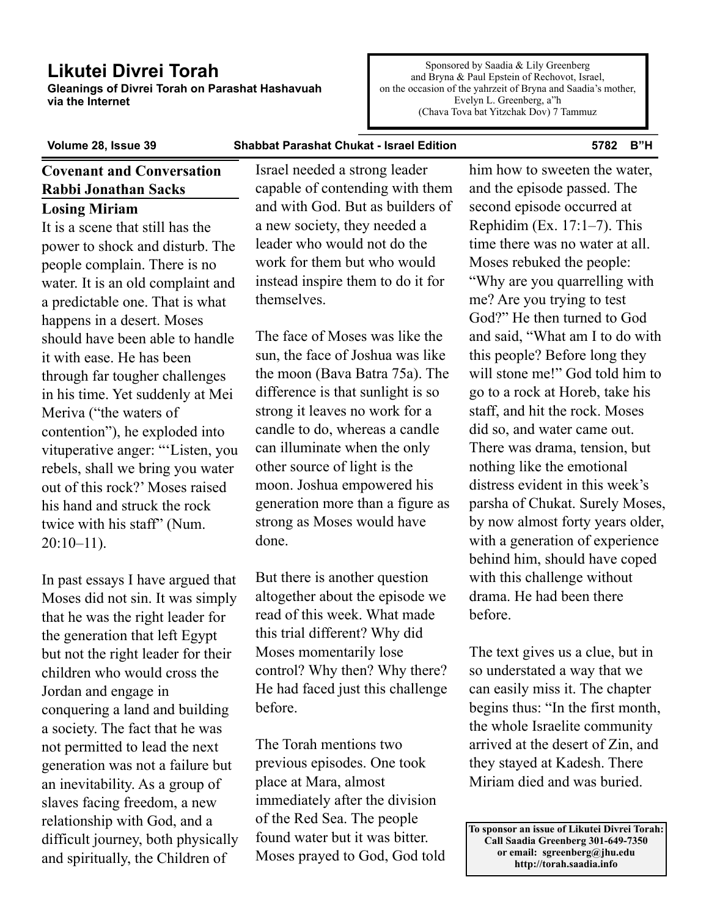# Likutei Divrei Torah

**Gleanings of Divrei Torah on Parashat Hashavuah via the Internet**

Sponsored by Saadia & Lily Greenberg
and Bryna & Paul Epstein of Rechovot, Israel,
on the occasion of the yahrzeit of Bryna and Saadia's mother,
Evelyn L. Greenberg, a"h
(Chava Tova bat Yitzchak Dov) 7 Tammuz

**Volume 28, Issue 39 — Shabbat Parashat Chukat - Israel Edition — 5782 B"H**

## Covenant and Conversation
## Rabbi Jonathan Sacks

### Losing Miriam

It is a scene that still has the power to shock and disturb. The people complain. There is no water. It is an old complaint and a predictable one. That is what happens in a desert. Moses should have been able to handle it with ease. He has been through far tougher challenges in his time. Yet suddenly at Mei Meriva ("the waters of contention"), he exploded into vituperative anger: "'Listen, you rebels, shall we bring you water out of this rock?' Moses raised his hand and struck the rock twice with his staff" (Num. 20:10–11).

In past essays I have argued that Moses did not sin. It was simply that he was the right leader for the generation that left Egypt but not the right leader for their children who would cross the Jordan and engage in conquering a land and building a society. The fact that he was not permitted to lead the next generation was not a failure but an inevitability. As a group of slaves facing freedom, a new relationship with God, and a difficult journey, both physically and spiritually, the Children of Israel needed a strong leader capable of contending with them and with God. But as builders of a new society, they needed a leader who would not do the work for them but who would instead inspire them to do it for themselves.

The face of Moses was like the sun, the face of Joshua was like the moon (Bava Batra 75a). The difference is that sunlight is so strong it leaves no work for a candle to do, whereas a candle can illuminate when the only other source of light is the moon. Joshua empowered his generation more than a figure as strong as Moses would have done.

But there is another question altogether about the episode we read of this week. What made this trial different? Why did Moses momentarily lose control? Why then? Why there? He had faced just this challenge before.

The Torah mentions two previous episodes. One took place at Mara, almost immediately after the division of the Red Sea. The people found water but it was bitter. Moses prayed to God, God told him how to sweeten the water, and the episode passed. The second episode occurred at Rephidim (Ex. 17:1–7). This time there was no water at all. Moses rebuked the people: "Why are you quarrelling with me? Are you trying to test God?" He then turned to God and said, "What am I to do with this people? Before long they will stone me!" God told him to go to a rock at Horeb, take his staff, and hit the rock. Moses did so, and water came out. There was drama, tension, but nothing like the emotional distress evident in this week's parsha of Chukat. Surely Moses, by now almost forty years older, with a generation of experience behind him, should have coped with this challenge without drama. He had been there before.

The text gives us a clue, but in so understated a way that we can easily miss it. The chapter begins thus: "In the first month, the whole Israelite community arrived at the desert of Zin, and they stayed at Kadesh. There Miriam died and was buried.

**To sponsor an issue of Likutei Divrei Torah:**
**Call Saadia Greenberg 301-649-7350**
**or email: sgreenberg@jhu.edu**
**http://torah.saadia.info**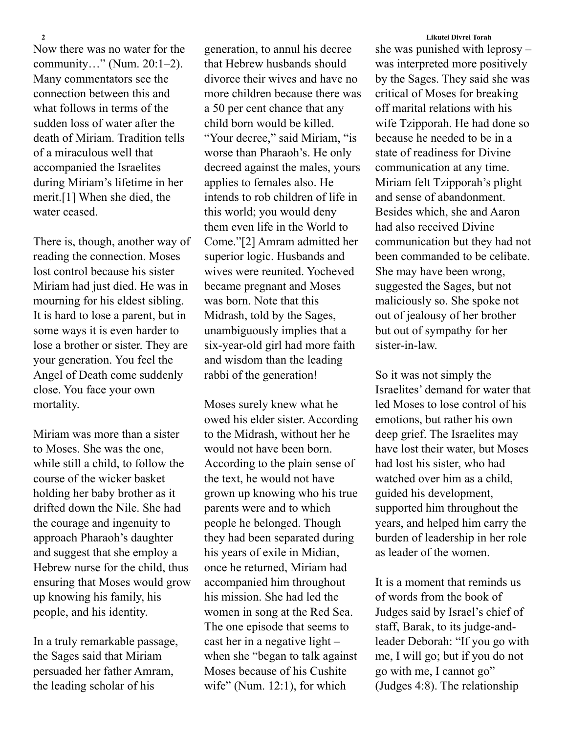Now there was no water for the community…" (Num. 20:1–2). Many commentators see the connection between this and what follows in terms of the sudden loss of water after the death of Miriam. Tradition tells of a miraculous well that accompanied the Israelites during Miriam's lifetime in her merit.[1] When she died, the water ceased.

There is, though, another way of reading the connection. Moses lost control because his sister Miriam had just died. He was in mourning for his eldest sibling. It is hard to lose a parent, but in some ways it is even harder to lose a brother or sister. They are your generation. You feel the Angel of Death come suddenly close. You face your own mortality.

Miriam was more than a sister to Moses. She was the one, while still a child, to follow the course of the wicker basket holding her baby brother as it drifted down the Nile. She had the courage and ingenuity to approach Pharaoh's daughter and suggest that she employ a Hebrew nurse for the child, thus ensuring that Moses would grow up knowing his family, his people, and his identity.

In a truly remarkable passage, the Sages said that Miriam persuaded her father Amram, the leading scholar of his generation, to annul his decree that Hebrew husbands should divorce their wives and have no more children because there was a 50 per cent chance that any child born would be killed. "Your decree," said Miriam, "is worse than Pharaoh's. He only decreed against the males, yours applies to females also. He intends to rob children of life in this world; you would deny them even life in the World to Come."[2] Amram admitted her superior logic. Husbands and wives were reunited. Yocheved became pregnant and Moses was born. Note that this Midrash, told by the Sages, unambiguously implies that a six-year-old girl had more faith and wisdom than the leading rabbi of the generation!

Moses surely knew what he owed his elder sister. According to the Midrash, without her he would not have been born. According to the plain sense of the text, he would not have grown up knowing who his true parents were and to which people he belonged. Though they had been separated during his years of exile in Midian, once he returned, Miriam had accompanied him throughout his mission. She had led the women in song at the Red Sea. The one episode that seems to cast her in a negative light – when she "began to talk against Moses because of his Cushite wife" (Num. 12:1), for which she was punished with leprosy – was interpreted more positively by the Sages. They said she was critical of Moses for breaking off marital relations with his wife Tzipporah. He had done so because he needed to be in a state of readiness for Divine communication at any time. Miriam felt Tzipporah's plight and sense of abandonment. Besides which, she and Aaron had also received Divine communication but they had not been commanded to be celibate. She may have been wrong, suggested the Sages, but not maliciously so. She spoke not out of jealousy of her brother but out of sympathy for her sister-in-law.

So it was not simply the Israelites' demand for water that led Moses to lose control of his emotions, but rather his own deep grief. The Israelites may have lost their water, but Moses had lost his sister, who had watched over him as a child, guided his development, supported him throughout the years, and helped him carry the burden of leadership in her role as leader of the women.

It is a moment that reminds us of words from the book of Judges said by Israel's chief of staff, Barak, to its judge-and-leader Deborah: "If you go with me, I will go; but if you do not go with me, I cannot go" (Judges 4:8). The relationship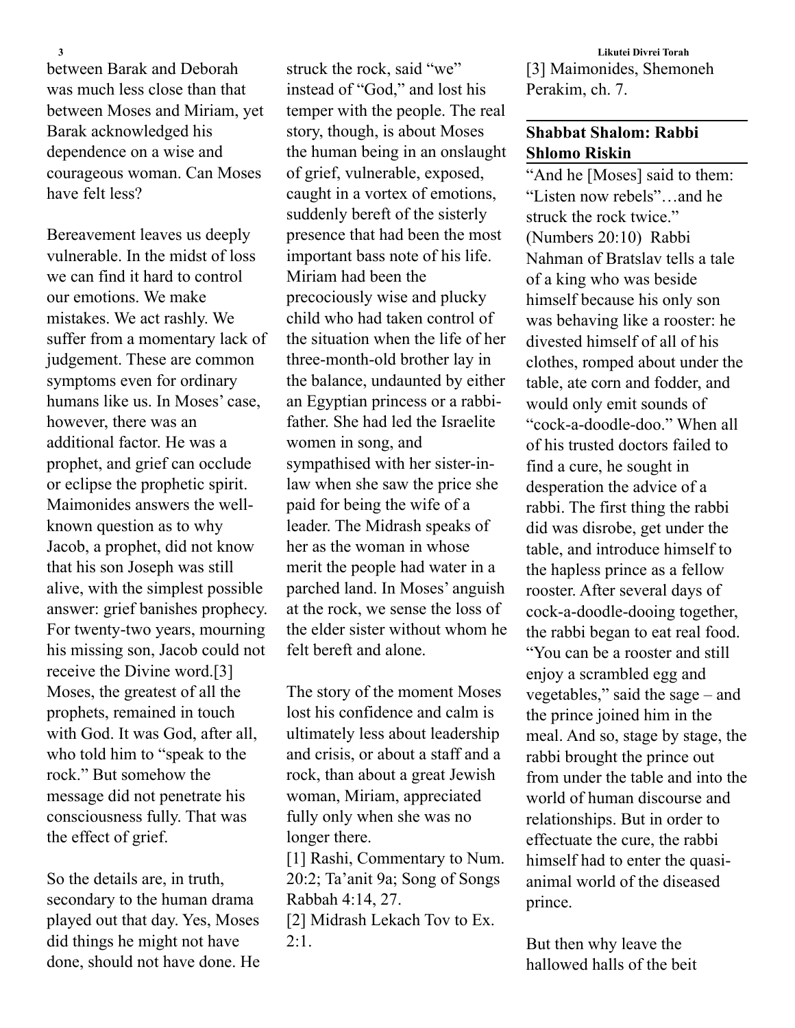between Barak and Deborah was much less close than that between Moses and Miriam, yet Barak acknowledged his dependence on a wise and courageous woman. Can Moses have felt less?

Bereavement leaves us deeply vulnerable. In the midst of loss we can find it hard to control our emotions. We make mistakes. We act rashly. We suffer from a momentary lack of judgement. These are common symptoms even for ordinary humans like us. In Moses' case, however, there was an additional factor. He was a prophet, and grief can occlude or eclipse the prophetic spirit. Maimonides answers the well-known question as to why Jacob, a prophet, did not know that his son Joseph was still alive, with the simplest possible answer: grief banishes prophecy. For twenty-two years, mourning his missing son, Jacob could not receive the Divine word.[3] Moses, the greatest of all the prophets, remained in touch with God. It was God, after all, who told him to "speak to the rock." But somehow the message did not penetrate his consciousness fully. That was the effect of grief.

So the details are, in truth, secondary to the human drama played out that day. Yes, Moses did things he might not have done, should not have done. He struck the rock, said "we" instead of "God," and lost his temper with the people. The real story, though, is about Moses the human being in an onslaught of grief, vulnerable, exposed, caught in a vortex of emotions, suddenly bereft of the sisterly presence that had been the most important bass note of his life. Miriam had been the precociously wise and plucky child who had taken control of the situation when the life of her three-month-old brother lay in the balance, undaunted by either an Egyptian princess or a rabbi-father. She had led the Israelite women in song, and sympathised with her sister-in-law when she saw the price she paid for being the wife of a leader. The Midrash speaks of her as the woman in whose merit the people had water in a parched land. In Moses' anguish at the rock, we sense the loss of the elder sister without whom he felt bereft and alone.

The story of the moment Moses lost his confidence and calm is ultimately less about leadership and crisis, or about a staff and a rock, than about a great Jewish woman, Miriam, appreciated fully only when she was no longer there.

[1] Rashi, Commentary to Num. 20:2; Ta'anit 9a; Song of Songs Rabbah 4:14, 27.

[2] Midrash Lekach Tov to Ex. 2:1.

[3] Maimonides, Shemoneh Perakim, ch. 7.

## Shabbat Shalom: Rabbi Shlomo Riskin

"And he [Moses] said to them: "Listen now rebels"…and he struck the rock twice." (Numbers 20:10) Rabbi Nahman of Bratslav tells a tale of a king who was beside himself because his only son was behaving like a rooster: he divested himself of all of his clothes, romped about under the table, ate corn and fodder, and would only emit sounds of "cock-a-doodle-doo." When all of his trusted doctors failed to find a cure, he sought in desperation the advice of a rabbi. The first thing the rabbi did was disrobe, get under the table, and introduce himself to the hapless prince as a fellow rooster. After several days of cock-a-doodle-dooing together, the rabbi began to eat real food. "You can be a rooster and still enjoy a scrambled egg and vegetables," said the sage – and the prince joined him in the meal. And so, stage by stage, the rabbi brought the prince out from under the table and into the world of human discourse and relationships. But in order to effectuate the cure, the rabbi himself had to enter the quasi-animal world of the diseased prince.

But then why leave the hallowed halls of the beit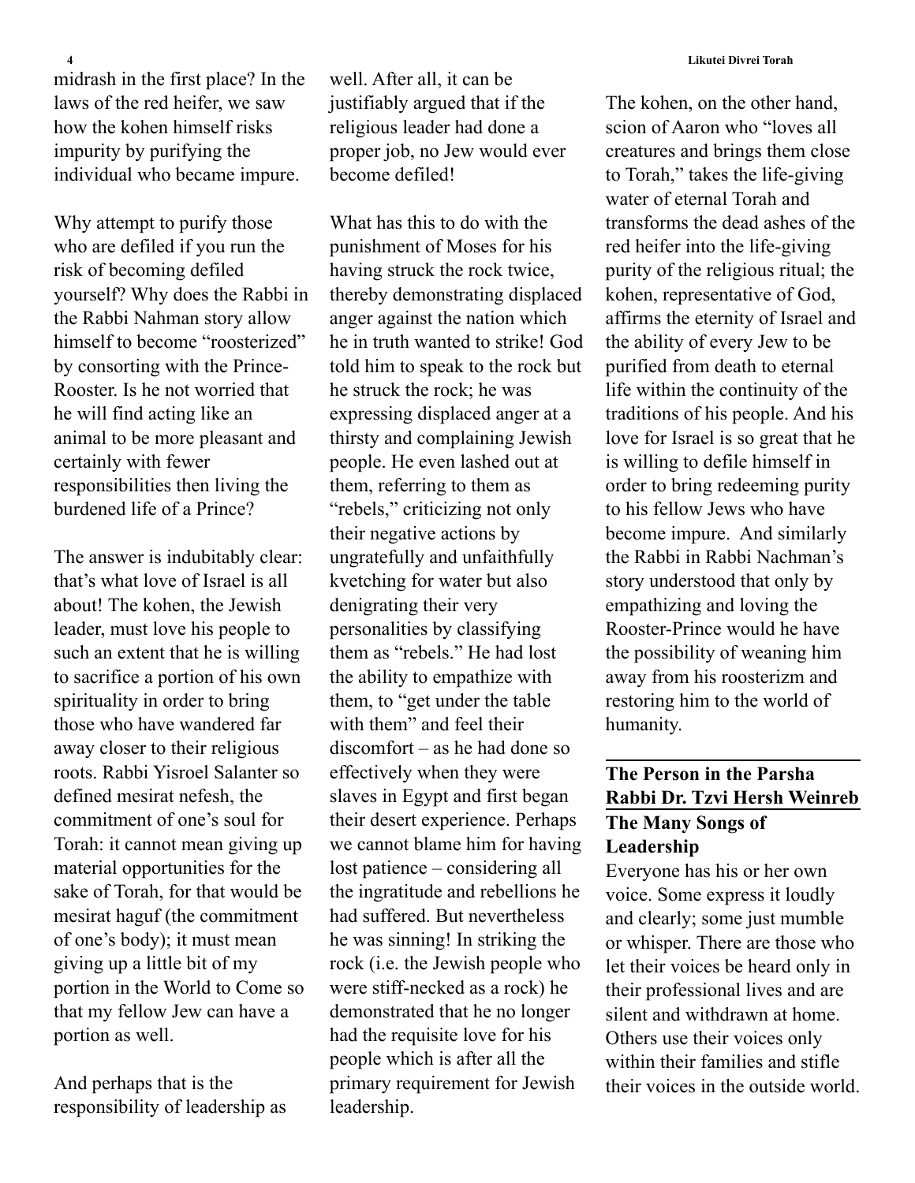midrash in the first place? In the laws of the red heifer, we saw how the kohen himself risks impurity by purifying the individual who became impure.

Why attempt to purify those who are defiled if you run the risk of becoming defiled yourself? Why does the Rabbi in the Rabbi Nahman story allow himself to become "roosterized" by consorting with the Prince-Rooster. Is he not worried that he will find acting like an animal to be more pleasant and certainly with fewer responsibilities then living the burdened life of a Prince?

The answer is indubitably clear: that's what love of Israel is all about! The kohen, the Jewish leader, must love his people to such an extent that he is willing to sacrifice a portion of his own spirituality in order to bring those who have wandered far away closer to their religious roots. Rabbi Yisroel Salanter so defined mesirat nefesh, the commitment of one's soul for Torah: it cannot mean giving up material opportunities for the sake of Torah, for that would be mesirat haguf (the commitment of one's body); it must mean giving up a little bit of my portion in the World to Come so that my fellow Jew can have a portion as well.

And perhaps that is the responsibility of leadership as well. After all, it can be justifiably argued that if the religious leader had done a proper job, no Jew would ever become defiled!

What has this to do with the punishment of Moses for his having struck the rock twice, thereby demonstrating displaced anger against the nation which he in truth wanted to strike! God told him to speak to the rock but he struck the rock; he was expressing displaced anger at a thirsty and complaining Jewish people. He even lashed out at them, referring to them as "rebels," criticizing not only their negative actions by ungratefully and unfaithfully kvetching for water but also denigrating their very personalities by classifying them as "rebels." He had lost the ability to empathize with them, to "get under the table with them" and feel their discomfort – as he had done so effectively when they were slaves in Egypt and first began their desert experience. Perhaps we cannot blame him for having lost patience – considering all the ingratitude and rebellions he had suffered. But nevertheless he was sinning! In striking the rock (i.e. the Jewish people who were stiff-necked as a rock) he demonstrated that he no longer had the requisite love for his people which is after all the primary requirement for Jewish leadership.

The kohen, on the other hand, scion of Aaron who "loves all creatures and brings them close to Torah," takes the life-giving water of eternal Torah and transforms the dead ashes of the red heifer into the life-giving purity of the religious ritual; the kohen, representative of God, affirms the eternity of Israel and the ability of every Jew to be purified from death to eternal life within the continuity of the traditions of his people. And his love for Israel is so great that he is willing to defile himself in order to bring redeeming purity to his fellow Jews who have become impure. And similarly the Rabbi in Rabbi Nachman's story understood that only by empathizing and loving the Rooster-Prince would he have the possibility of weaning him away from his roosterizm and restoring him to the world of humanity.

## The Person in the Parsha
## Rabbi Dr. Tzvi Hersh Weinreb

### The Many Songs of Leadership

Everyone has his or her own voice. Some express it loudly and clearly; some just mumble or whisper. There are those who let their voices be heard only in their professional lives and are silent and withdrawn at home. Others use their voices only within their families and stifle their voices in the outside world.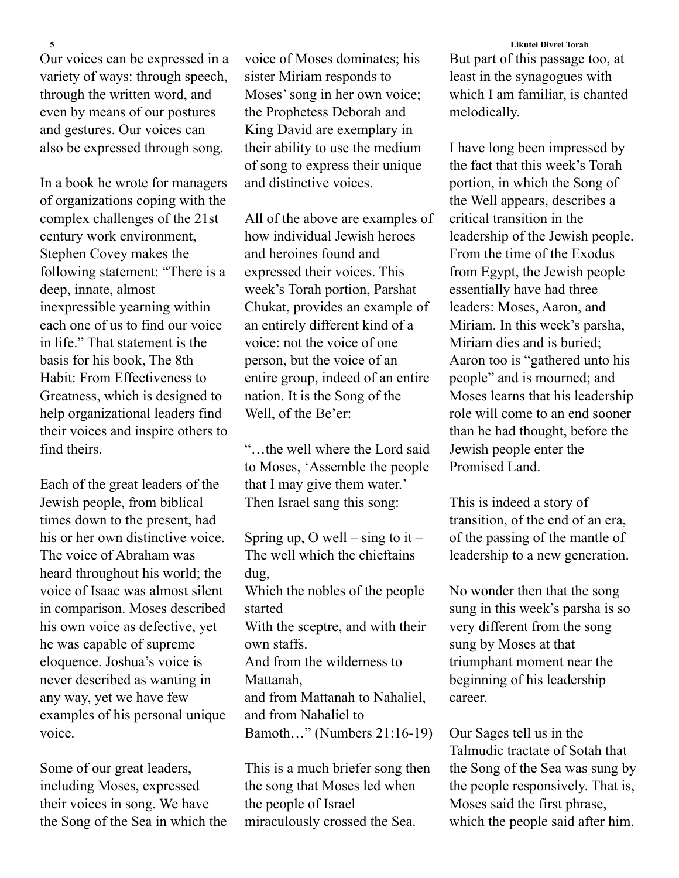Our voices can be expressed in a variety of ways: through speech, through the written word, and even by means of our postures and gestures. Our voices can also be expressed through song.

In a book he wrote for managers of organizations coping with the complex challenges of the 21st century work environment, Stephen Covey makes the following statement: "There is a deep, innate, almost inexpressible yearning within each one of us to find our voice in life." That statement is the basis for his book, The 8th Habit: From Effectiveness to Greatness, which is designed to help organizational leaders find their voices and inspire others to find theirs.

Each of the great leaders of the Jewish people, from biblical times down to the present, had his or her own distinctive voice. The voice of Abraham was heard throughout his world; the voice of Isaac was almost silent in comparison. Moses described his own voice as defective, yet he was capable of supreme eloquence. Joshua's voice is never described as wanting in any way, yet we have few examples of his personal unique voice.

Some of our great leaders, including Moses, expressed their voices in song. We have the Song of the Sea in which the voice of Moses dominates; his sister Miriam responds to Moses' song in her own voice; the Prophetess Deborah and King David are exemplary in their ability to use the medium of song to express their unique and distinctive voices.

All of the above are examples of how individual Jewish heroes and heroines found and expressed their voices. This week's Torah portion, Parshat Chukat, provides an example of an entirely different kind of a voice: not the voice of one person, but the voice of an entire group, indeed of an entire nation. It is the Song of the Well, of the Be'er:

"…the well where the Lord said to Moses, 'Assemble the people that I may give them water.' Then Israel sang this song:

Spring up, O well – sing to it –
The well which the chieftains dug,
Which the nobles of the people started
With the sceptre, and with their own staffs.
And from the wilderness to Mattanah,
and from Mattanah to Nahaliel,
and from Nahaliel to Bamoth…" (Numbers 21:16-19)

This is a much briefer song then the song that Moses led when the people of Israel miraculously crossed the Sea. But part of this passage too, at least in the synagogues with which I am familiar, is chanted melodically.

I have long been impressed by the fact that this week's Torah portion, in which the Song of the Well appears, describes a critical transition in the leadership of the Jewish people. From the time of the Exodus from Egypt, the Jewish people essentially have had three leaders: Moses, Aaron, and Miriam. In this week's parsha, Miriam dies and is buried; Aaron too is "gathered unto his people" and is mourned; and Moses learns that his leadership role will come to an end sooner than he had thought, before the Jewish people enter the Promised Land.

This is indeed a story of transition, of the end of an era, of the passing of the mantle of leadership to a new generation.

No wonder then that the song sung in this week's parsha is so very different from the song sung by Moses at that triumphant moment near the beginning of his leadership career.

Our Sages tell us in the Talmudic tractate of Sotah that the Song of the Sea was sung by the people responsively. That is, Moses said the first phrase, which the people said after him.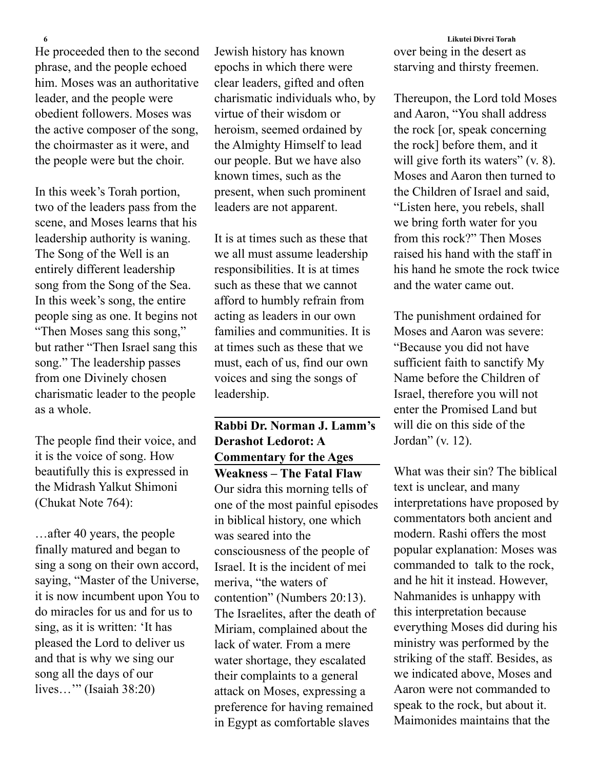He proceeded then to the second phrase, and the people echoed him. Moses was an authoritative leader, and the people were obedient followers. Moses was the active composer of the song, the choirmaster as it were, and the people were but the choir.

In this week's Torah portion, two of the leaders pass from the scene, and Moses learns that his leadership authority is waning. The Song of the Well is an entirely different leadership song from the Song of the Sea. In this week's song, the entire people sing as one. It begins not "Then Moses sang this song," but rather "Then Israel sang this song." The leadership passes from one Divinely chosen charismatic leader to the people as a whole.

The people find their voice, and it is the voice of song. How beautifully this is expressed in the Midrash Yalkut Shimoni (Chukat Note 764):

…after 40 years, the people finally matured and began to sing a song on their own accord, saying, "Master of the Universe, it is now incumbent upon You to do miracles for us and for us to sing, as it is written: 'It has pleased the Lord to deliver us and that is why we sing our song all the days of our lives…'" (Isaiah 38:20)

Jewish history has known epochs in which there were clear leaders, gifted and often charismatic individuals who, by virtue of their wisdom or heroism, seemed ordained by the Almighty Himself to lead our people. But we have also known times, such as the present, when such prominent leaders are not apparent.

It is at times such as these that we all must assume leadership responsibilities. It is at times such as these that we cannot afford to humbly refrain from acting as leaders in our own families and communities. It is at times such as these that we must, each of us, find our own voices and sing the songs of leadership.

## Rabbi Dr. Norman J. Lamm's Derashot Ledorot: A Commentary for the Ages

### Weakness – The Fatal Flaw

Our sidra this morning tells of one of the most painful episodes in biblical history, one which was seared into the consciousness of the people of Israel. It is the incident of mei meriva, "the waters of contention" (Numbers 20:13). The Israelites, after the death of Miriam, complained about the lack of water. From a mere water shortage, they escalated their complaints to a general attack on Moses, expressing a preference for having remained in Egypt as comfortable slaves over being in the desert as starving and thirsty freemen.

Thereupon, the Lord told Moses and Aaron, "You shall address the rock [or, speak concerning the rock] before them, and it will give forth its waters" (v. 8). Moses and Aaron then turned to the Children of Israel and said, "Listen here, you rebels, shall we bring forth water for you from this rock?" Then Moses raised his hand with the staff in his hand he smote the rock twice and the water came out.

The punishment ordained for Moses and Aaron was severe: "Because you did not have sufficient faith to sanctify My Name before the Children of Israel, therefore you will not enter the Promised Land but will die on this side of the Jordan" (v. 12).

What was their sin? The biblical text is unclear, and many interpretations have proposed by commentators both ancient and modern. Rashi offers the most popular explanation: Moses was commanded to talk to the rock, and he hit it instead. However, Nahmanides is unhappy with this interpretation because everything Moses did during his ministry was performed by the striking of the staff. Besides, as we indicated above, Moses and Aaron were not commanded to speak to the rock, but about it. Maimonides maintains that the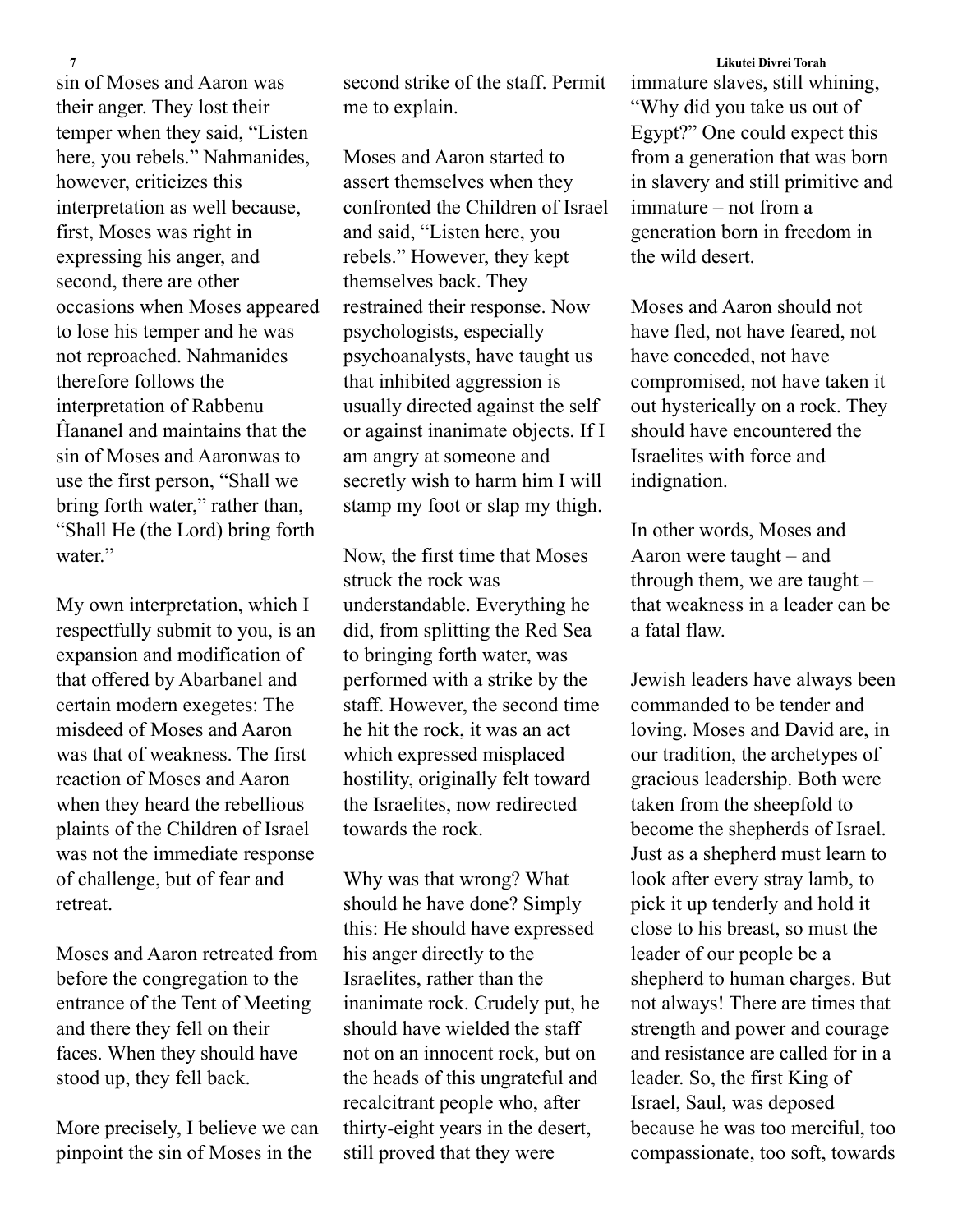sin of Moses and Aaron was their anger. They lost their temper when they said, "Listen here, you rebels." Nahmanides, however, criticizes this interpretation as well because, first, Moses was right in expressing his anger, and second, there are other occasions when Moses appeared to lose his temper and he was not reproached. Nahmanides therefore follows the interpretation of Rabbenu Ĥananel and maintains that the sin of Moses and Aaronwas to use the first person, "Shall we bring forth water," rather than, "Shall He (the Lord) bring forth water."

My own interpretation, which I respectfully submit to you, is an expansion and modification of that offered by Abarbanel and certain modern exegetes: The misdeed of Moses and Aaron was that of weakness. The first reaction of Moses and Aaron when they heard the rebellious plaints of the Children of Israel was not the immediate response of challenge, but of fear and retreat.

Moses and Aaron retreated from before the congregation to the entrance of the Tent of Meeting and there they fell on their faces. When they should have stood up, they fell back.

More precisely, I believe we can pinpoint the sin of Moses in the second strike of the staff. Permit me to explain.

Moses and Aaron started to assert themselves when they confronted the Children of Israel and said, "Listen here, you rebels." However, they kept themselves back. They restrained their response. Now psychologists, especially psychoanalysts, have taught us that inhibited aggression is usually directed against the self or against inanimate objects. If I am angry at someone and secretly wish to harm him I will stamp my foot or slap my thigh.

Now, the first time that Moses struck the rock was understandable. Everything he did, from splitting the Red Sea to bringing forth water, was performed with a strike by the staff. However, the second time he hit the rock, it was an act which expressed misplaced hostility, originally felt toward the Israelites, now redirected towards the rock.

Why was that wrong? What should he have done? Simply this: He should have expressed his anger directly to the Israelites, rather than the inanimate rock. Crudely put, he should have wielded the staff not on an innocent rock, but on the heads of this ungrateful and recalcitrant people who, after thirty-eight years in the desert, still proved that they were immature slaves, still whining, "Why did you take us out of Egypt?" One could expect this from a generation that was born in slavery and still primitive and immature – not from a generation born in freedom in the wild desert.

Moses and Aaron should not have fled, not have feared, not have conceded, not have compromised, not have taken it out hysterically on a rock. They should have encountered the Israelites with force and indignation.

In other words, Moses and Aaron were taught – and through them, we are taught – that weakness in a leader can be a fatal flaw.

Jewish leaders have always been commanded to be tender and loving. Moses and David are, in our tradition, the archetypes of gracious leadership. Both were taken from the sheepfold to become the shepherds of Israel. Just as a shepherd must learn to look after every stray lamb, to pick it up tenderly and hold it close to his breast, so must the leader of our people be a shepherd to human charges. But not always! There are times that strength and power and courage and resistance are called for in a leader. So, the first King of Israel, Saul, was deposed because he was too merciful, too compassionate, too soft, towards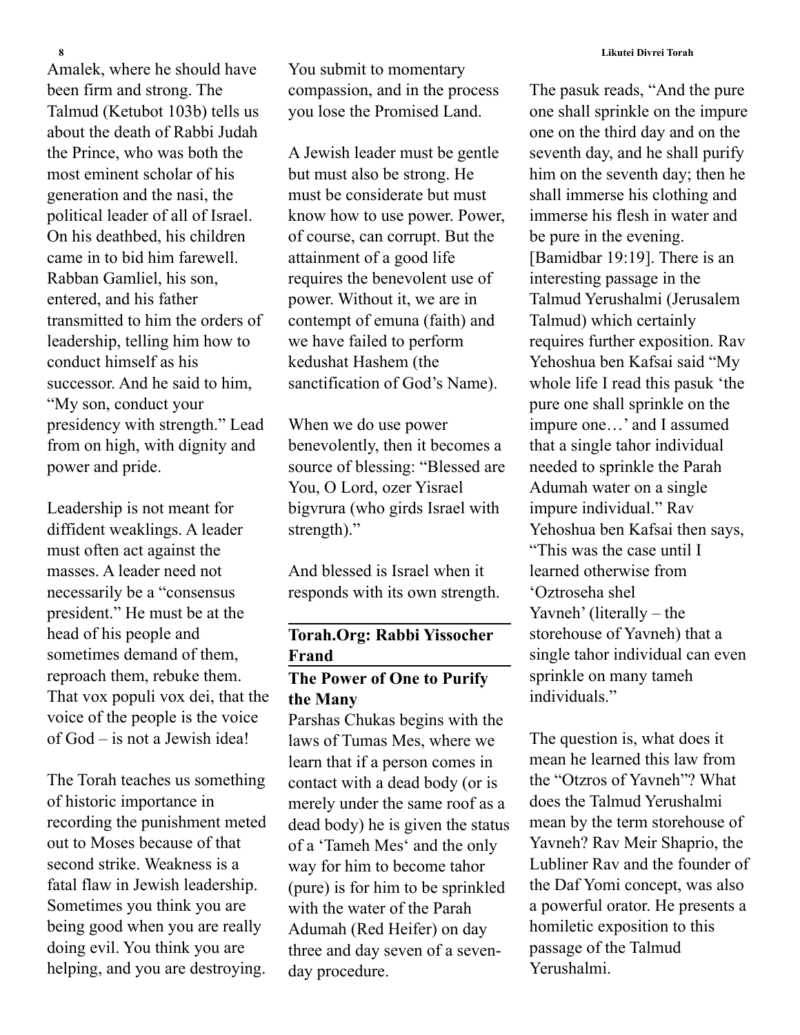Amalek, where he should have been firm and strong. The Talmud (Ketubot 103b) tells us about the death of Rabbi Judah the Prince, who was both the most eminent scholar of his generation and the nasi, the political leader of all of Israel. On his deathbed, his children came in to bid him farewell. Rabban Gamliel, his son, entered, and his father transmitted to him the orders of leadership, telling him how to conduct himself as his successor. And he said to him, "My son, conduct your presidency with strength." Lead from on high, with dignity and power and pride.

Leadership is not meant for diffident weaklings. A leader must often act against the masses. A leader need not necessarily be a "consensus president." He must be at the head of his people and sometimes demand of them, reproach them, rebuke them. That vox populi vox dei, that the voice of the people is the voice of God – is not a Jewish idea!

The Torah teaches us something of historic importance in recording the punishment meted out to Moses because of that second strike. Weakness is a fatal flaw in Jewish leadership. Sometimes you think you are being good when you are really doing evil. You think you are helping, and you are destroying. You submit to momentary compassion, and in the process you lose the Promised Land.

A Jewish leader must be gentle but must also be strong. He must be considerate but must know how to use power. Power, of course, can corrupt. But the attainment of a good life requires the benevolent use of power. Without it, we are in contempt of emuna (faith) and we have failed to perform kedushat Hashem (the sanctification of God's Name).

When we do use power benevolently, then it becomes a source of blessing: "Blessed are You, O Lord, ozer Yisrael bigvrura (who girds Israel with strength)."

And blessed is Israel when it responds with its own strength.

## Torah.Org: Rabbi Yissocher Frand

### The Power of One to Purify the Many

Parshas Chukas begins with the laws of Tumas Mes, where we learn that if a person comes in contact with a dead body (or is merely under the same roof as a dead body) he is given the status of a 'Tameh Mes' and the only way for him to become tahor (pure) is for him to be sprinkled with the water of the Parah Adumah (Red Heifer) on day three and day seven of a seven-day procedure.

The pasuk reads, "And the pure one shall sprinkle on the impure one on the third day and on the seventh day, and he shall purify him on the seventh day; then he shall immerse his clothing and immerse his flesh in water and be pure in the evening. [Bamidbar 19:19]. There is an interesting passage in the Talmud Yerushalmi (Jerusalem Talmud) which certainly requires further exposition. Rav Yehoshua ben Kafsai said "My whole life I read this pasuk 'the pure one shall sprinkle on the impure one…' and I assumed that a single tahor individual needed to sprinkle the Parah Adumah water on a single impure individual." Rav Yehoshua ben Kafsai then says, "This was the case until I learned otherwise from 'Oztroseha shel Yavneh' (literally – the storehouse of Yavneh) that a single tahor individual can even sprinkle on many tameh individuals."

The question is, what does it mean he learned this law from the "Otzros of Yavneh"? What does the Talmud Yerushalmi mean by the term storehouse of Yavneh? Rav Meir Shaprio, the Lubliner Rav and the founder of the Daf Yomi concept, was also a powerful orator. He presents a homiletic exposition to this passage of the Talmud Yerushalmi.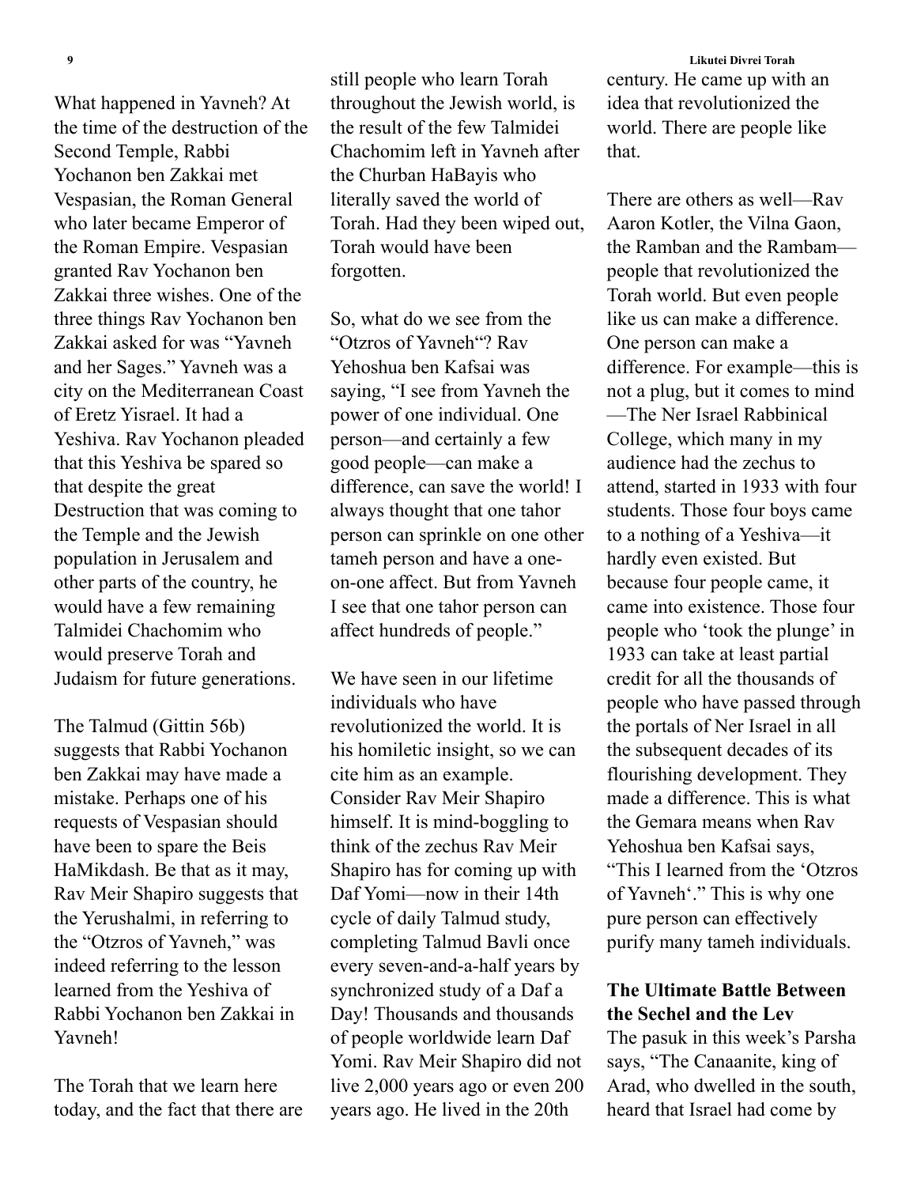What happened in Yavneh? At the time of the destruction of the Second Temple, Rabbi Yochanon ben Zakkai met Vespasian, the Roman General who later became Emperor of the Roman Empire. Vespasian granted Rav Yochanon ben Zakkai three wishes. One of the three things Rav Yochanon ben Zakkai asked for was "Yavneh and her Sages." Yavneh was a city on the Mediterranean Coast of Eretz Yisrael. It had a Yeshiva. Rav Yochanon pleaded that this Yeshiva be spared so that despite the great Destruction that was coming to the Temple and the Jewish population in Jerusalem and other parts of the country, he would have a few remaining Talmidei Chachomim who would preserve Torah and Judaism for future generations.

The Talmud (Gittin 56b) suggests that Rabbi Yochanon ben Zakkai may have made a mistake. Perhaps one of his requests of Vespasian should have been to spare the Beis HaMikdash. Be that as it may, Rav Meir Shapiro suggests that the Yerushalmi, in referring to the "Otzros of Yavneh," was indeed referring to the lesson learned from the Yeshiva of Rabbi Yochanon ben Zakkai in Yavneh!

The Torah that we learn here today, and the fact that there are still people who learn Torah throughout the Jewish world, is the result of the few Talmidei Chachomim left in Yavneh after the Churban HaBayis who literally saved the world of Torah. Had they been wiped out, Torah would have been forgotten.

So, what do we see from the "Otzros of Yavneh"? Rav Yehoshua ben Kafsai was saying, "I see from Yavneh the power of one individual. One person—and certainly a few good people—can make a difference, can save the world! I always thought that one tahor person can sprinkle on one other tameh person and have a one-on-one affect. But from Yavneh I see that one tahor person can affect hundreds of people."

We have seen in our lifetime individuals who have revolutionized the world. It is his homiletic insight, so we can cite him as an example. Consider Rav Meir Shapiro himself. It is mind-boggling to think of the zechus Rav Meir Shapiro has for coming up with Daf Yomi—now in their 14th cycle of daily Talmud study, completing Talmud Bavli once every seven-and-a-half years by synchronized study of a Daf a Day! Thousands and thousands of people worldwide learn Daf Yomi. Rav Meir Shapiro did not live 2,000 years ago or even 200 years ago. He lived in the 20th century. He came up with an idea that revolutionized the world. There are people like that.

There are others as well—Rav Aaron Kotler, the Vilna Gaon, the Ramban and the Rambam—people that revolutionized the Torah world. But even people like us can make a difference. One person can make a difference. For example—this is not a plug, but it comes to mind—The Ner Israel Rabbinical College, which many in my audience had the zechus to attend, started in 1933 with four students. Those four boys came to a nothing of a Yeshiva—it hardly even existed. But because four people came, it came into existence. Those four people who 'took the plunge' in 1933 can take at least partial credit for all the thousands of people who have passed through the portals of Ner Israel in all the subsequent decades of its flourishing development. They made a difference. This is what the Gemara means when Rav Yehoshua ben Kafsai says, "This I learned from the 'Otzros of Yavneh'." This is why one pure person can effectively purify many tameh individuals.

**The Ultimate Battle Between the Sechel and the Lev**

The pasuk in this week's Parsha says, "The Canaanite, king of Arad, who dwelled in the south, heard that Israel had come by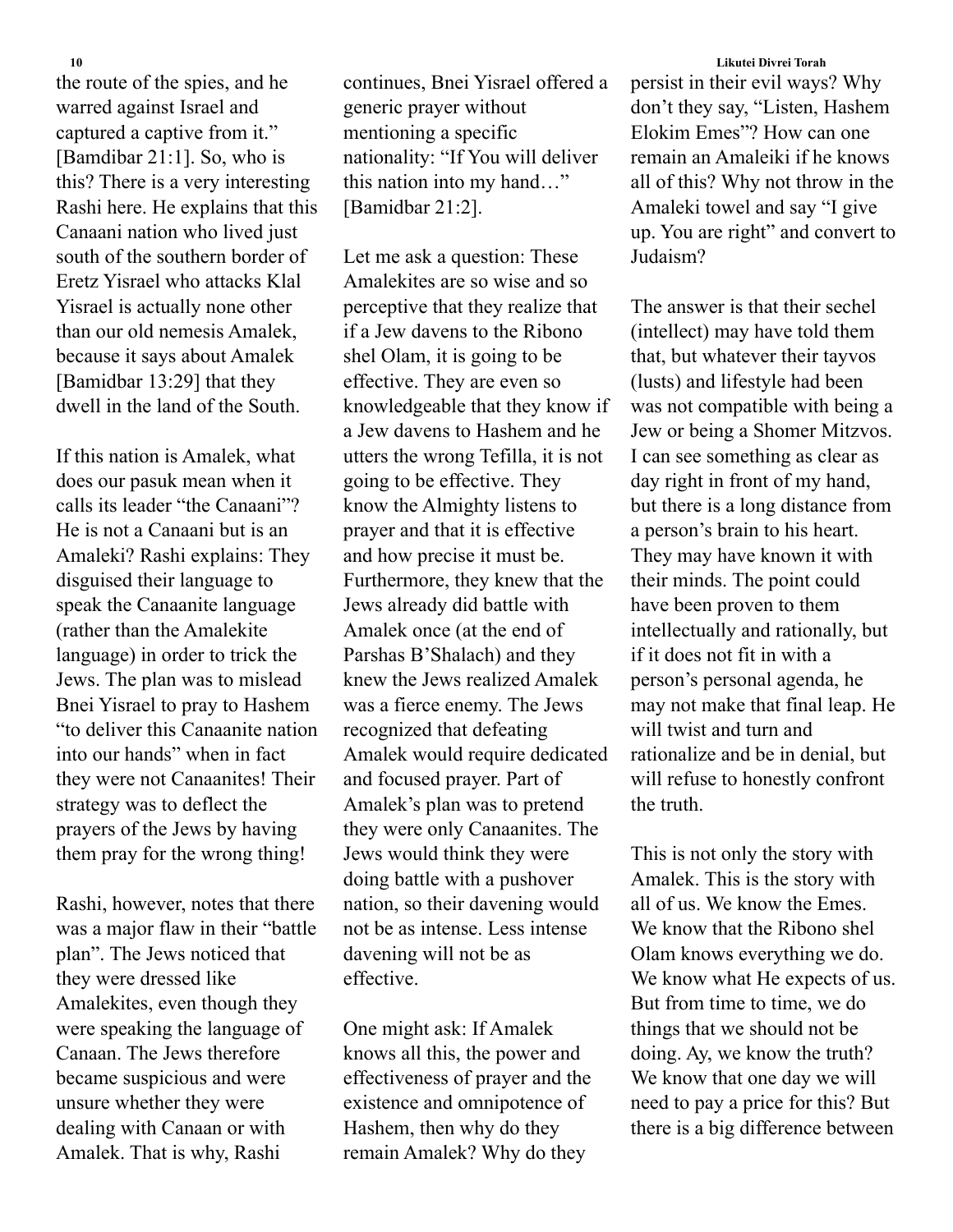the route of the spies, and he warred against Israel and captured a captive from it." [Bamidbar 21:1]. So, who is this? There is a very interesting Rashi here. He explains that this Canaani nation who lived just south of the southern border of Eretz Yisrael who attacks Klal Yisrael is actually none other than our old nemesis Amalek, because it says about Amalek [Bamidbar 13:29] that they dwell in the land of the South.

If this nation is Amalek, what does our pasuk mean when it calls its leader "the Canaani"? He is not a Canaani but is an Amaleki? Rashi explains: They disguised their language to speak the Canaanite language (rather than the Amalekite language) in order to trick the Jews. The plan was to mislead Bnei Yisrael to pray to Hashem "to deliver this Canaanite nation into our hands" when in fact they were not Canaanites! Their strategy was to deflect the prayers of the Jews by having them pray for the wrong thing!

Rashi, however, notes that there was a major flaw in their "battle plan". The Jews noticed that they were dressed like Amalekites, even though they were speaking the language of Canaan. The Jews therefore became suspicious and were unsure whether they were dealing with Canaan or with Amalek. That is why, Rashi continues, Bnei Yisrael offered a generic prayer without mentioning a specific nationality: "If You will deliver this nation into my hand…" [Bamidbar 21:2].

Let me ask a question: These Amalekites are so wise and so perceptive that they realize that if a Jew davens to the Ribono shel Olam, it is going to be effective. They are even so knowledgeable that they know if a Jew davens to Hashem and he utters the wrong Tefilla, it is not going to be effective. They know the Almighty listens to prayer and that it is effective and how precise it must be. Furthermore, they knew that the Jews already did battle with Amalek once (at the end of Parshas B'Shalach) and they knew the Jews realized Amalek was a fierce enemy. The Jews recognized that defeating Amalek would require dedicated and focused prayer. Part of Amalek's plan was to pretend they were only Canaanites. The Jews would think they were doing battle with a pushover nation, so their davening would not be as intense. Less intense davening will not be as effective.

One might ask: If Amalek knows all this, the power and effectiveness of prayer and the existence and omnipotence of Hashem, then why do they remain Amalek? Why do they persist in their evil ways? Why don't they say, "Listen, Hashem Elokim Emes"? How can one remain an Amaleiki if he knows all of this? Why not throw in the Amaleki towel and say "I give up. You are right" and convert to Judaism?

The answer is that their sechel (intellect) may have told them that, but whatever their tayvos (lusts) and lifestyle had been was not compatible with being a Jew or being a Shomer Mitzvos. I can see something as clear as day right in front of my hand, but there is a long distance from a person's brain to his heart. They may have known it with their minds. The point could have been proven to them intellectually and rationally, but if it does not fit in with a person's personal agenda, he may not make that final leap. He will twist and turn and rationalize and be in denial, but will refuse to honestly confront the truth.

This is not only the story with Amalek. This is the story with all of us. We know the Emes. We know that the Ribono shel Olam knows everything we do. We know what He expects of us. But from time to time, we do things that we should not be doing. Ay, we know the truth? We know that one day we will need to pay a price for this? But there is a big difference between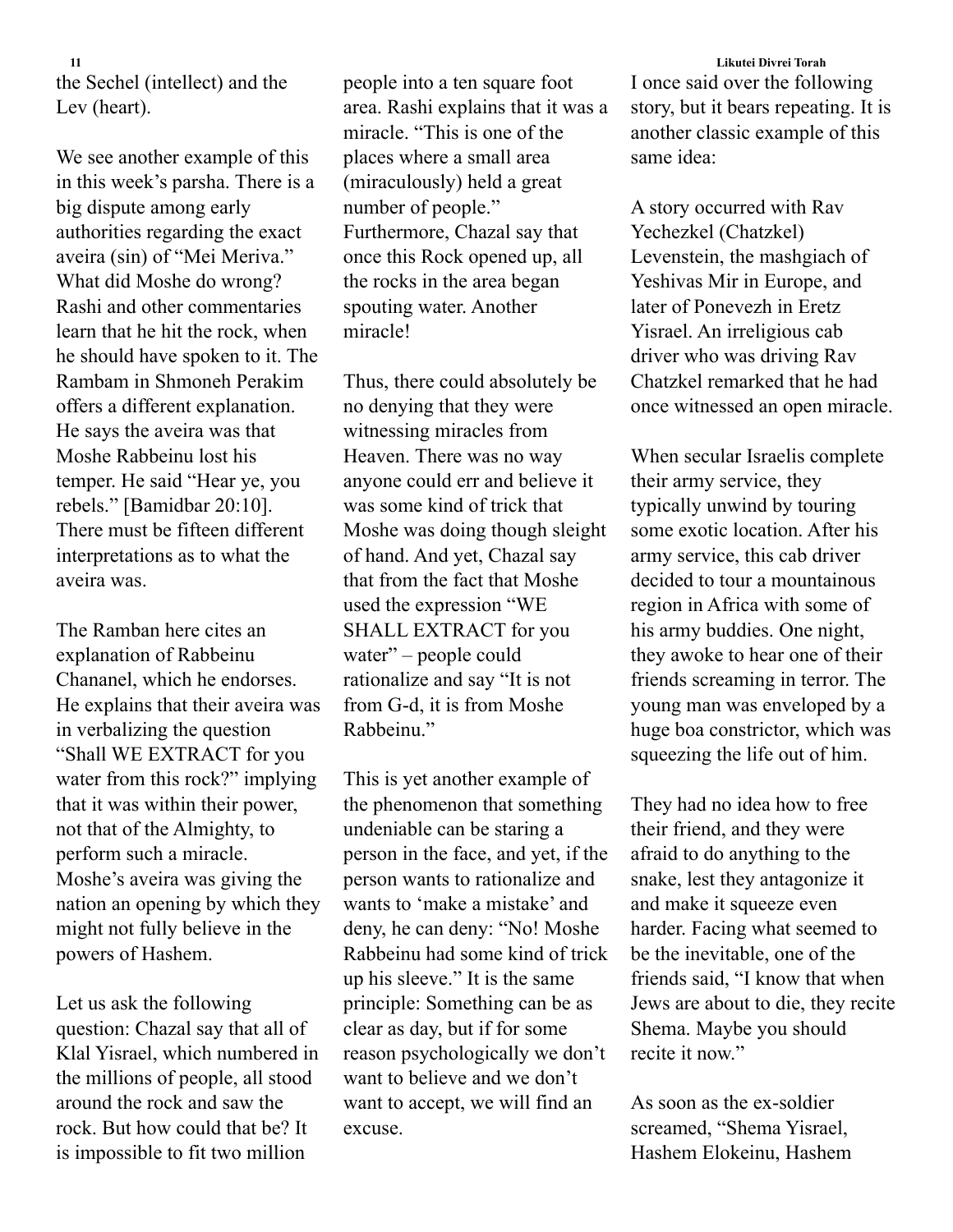the Sechel (intellect) and the Lev (heart).

We see another example of this in this week's parsha. There is a big dispute among early authorities regarding the exact aveira (sin) of "Mei Meriva." What did Moshe do wrong? Rashi and other commentaries learn that he hit the rock, when he should have spoken to it. The Rambam in Shmoneh Perakim offers a different explanation. He says the aveira was that Moshe Rabbeinu lost his temper. He said "Hear ye, you rebels." [Bamidbar 20:10]. There must be fifteen different interpretations as to what the aveira was.

The Ramban here cites an explanation of Rabbeinu Chananel, which he endorses. He explains that their aveira was in verbalizing the question "Shall WE EXTRACT for you water from this rock?" implying that it was within their power, not that of the Almighty, to perform such a miracle. Moshe's aveira was giving the nation an opening by which they might not fully believe in the powers of Hashem.

Let us ask the following question: Chazal say that all of Klal Yisrael, which numbered in the millions of people, all stood around the rock and saw the rock. But how could that be? It is impossible to fit two million people into a ten square foot area. Rashi explains that it was a miracle. "This is one of the places where a small area (miraculously) held a great number of people." Furthermore, Chazal say that once this Rock opened up, all the rocks in the area began spouting water. Another miracle!

Thus, there could absolutely be no denying that they were witnessing miracles from Heaven. There was no way anyone could err and believe it was some kind of trick that Moshe was doing though sleight of hand. And yet, Chazal say that from the fact that Moshe used the expression "WE SHALL EXTRACT for you water" – people could rationalize and say "It is not from G-d, it is from Moshe Rabbeinu."

This is yet another example of the phenomenon that something undeniable can be staring a person in the face, and yet, if the person wants to rationalize and wants to 'make a mistake' and deny, he can deny: "No! Moshe Rabbeinu had some kind of trick up his sleeve." It is the same principle: Something can be as clear as day, but if for some reason psychologically we don't want to believe and we don't want to accept, we will find an excuse.

I once said over the following story, but it bears repeating. It is another classic example of this same idea:

A story occurred with Rav Yechezkel (Chatzkel) Levenstein, the mashgiach of Yeshivas Mir in Europe, and later of Ponevezh in Eretz Yisrael. An irreligious cab driver who was driving Rav Chatzkel remarked that he had once witnessed an open miracle.

When secular Israelis complete their army service, they typically unwind by touring some exotic location. After his army service, this cab driver decided to tour a mountainous region in Africa with some of his army buddies. One night, they awoke to hear one of their friends screaming in terror. The young man was enveloped by a huge boa constrictor, which was squeezing the life out of him.

They had no idea how to free their friend, and they were afraid to do anything to the snake, lest they antagonize it and make it squeeze even harder. Facing what seemed to be the inevitable, one of the friends said, "I know that when Jews are about to die, they recite Shema. Maybe you should recite it now."

As soon as the ex-soldier screamed, "Shema Yisrael, Hashem Elokeinu, Hashem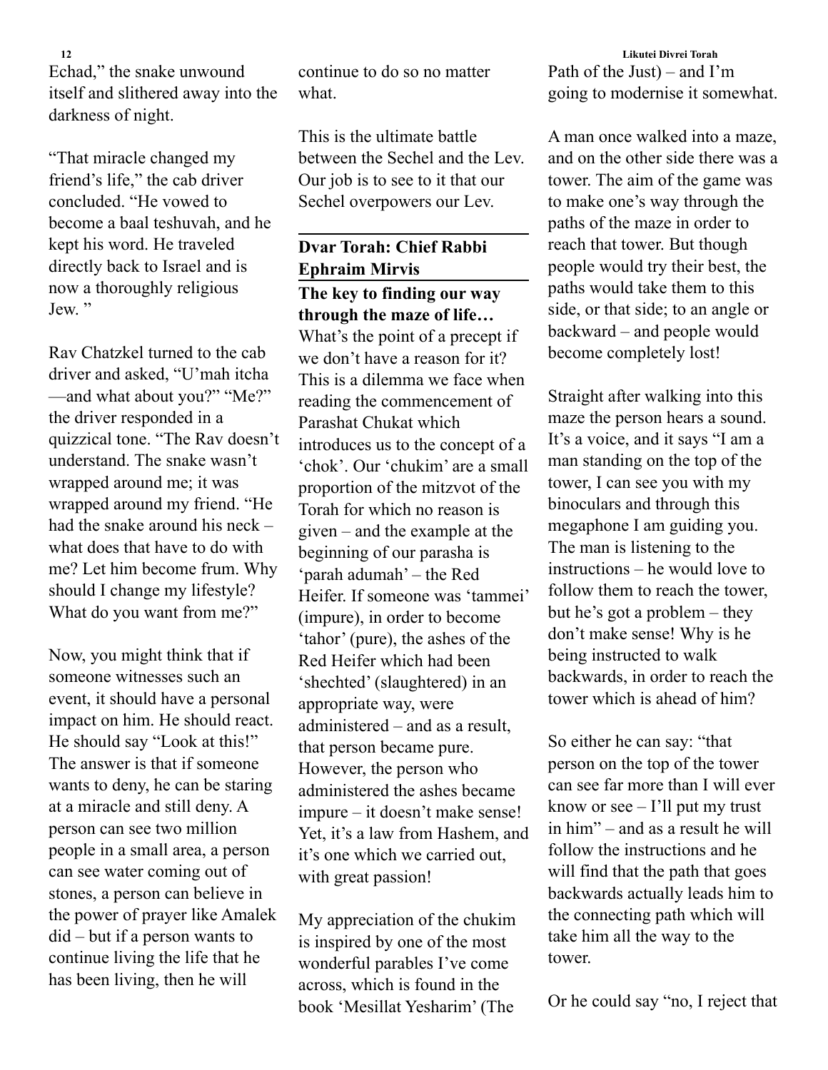Echad," the snake unwound itself and slithered away into the darkness of night.

"That miracle changed my friend's life," the cab driver concluded. "He vowed to become a baal teshuvah, and he kept his word. He traveled directly back to Israel and is now a thoroughly religious Jew. "

Rav Chatzkel turned to the cab driver and asked, "U'mah itcha —and what about you?" "Me?" the driver responded in a quizzical tone. "The Rav doesn't understand. The snake wasn't wrapped around me; it was wrapped around my friend. "He had the snake around his neck – what does that have to do with me? Let him become frum. Why should I change my lifestyle? What do you want from me?"

Now, you might think that if someone witnesses such an event, it should have a personal impact on him. He should react. He should say "Look at this!" The answer is that if someone wants to deny, he can be staring at a miracle and still deny. A person can see two million people in a small area, a person can see water coming out of stones, a person can believe in the power of prayer like Amalek did – but if a person wants to continue living the life that he has been living, then he will continue to do so no matter what.

This is the ultimate battle between the Sechel and the Lev. Our job is to see to it that our Sechel overpowers our Lev.

## Dvar Torah: Chief Rabbi Ephraim Mirvis

**The key to finding our way through the maze of life…**

What's the point of a precept if we don't have a reason for it? This is a dilemma we face when reading the commencement of Parashat Chukat which introduces us to the concept of a 'chok'. Our 'chukim' are a small proportion of the mitzvot of the Torah for which no reason is given – and the example at the beginning of our parasha is 'parah adumah' – the Red Heifer. If someone was 'tammei' (impure), in order to become 'tahor' (pure), the ashes of the Red Heifer which had been 'shechted' (slaughtered) in an appropriate way, were administered – and as a result, that person became pure. However, the person who administered the ashes became impure – it doesn't make sense! Yet, it's a law from Hashem, and it's one which we carried out, with great passion!

My appreciation of the chukim is inspired by one of the most wonderful parables I've come across, which is found in the book 'Mesillat Yesharim' (The Path of the Just) – and I'm going to modernise it somewhat.

A man once walked into a maze, and on the other side there was a tower. The aim of the game was to make one's way through the paths of the maze in order to reach that tower. But though people would try their best, the paths would take them to this side, or that side; to an angle or backward – and people would become completely lost!

Straight after walking into this maze the person hears a sound. It's a voice, and it says "I am a man standing on the top of the tower, I can see you with my binoculars and through this megaphone I am guiding you. The man is listening to the instructions – he would love to follow them to reach the tower, but he's got a problem – they don't make sense! Why is he being instructed to walk backwards, in order to reach the tower which is ahead of him?

So either he can say: "that person on the top of the tower can see far more than I will ever know or see – I'll put my trust in him" – and as a result he will follow the instructions and he will find that the path that goes backwards actually leads him to the connecting path which will take him all the way to the tower.

Or he could say "no, I reject that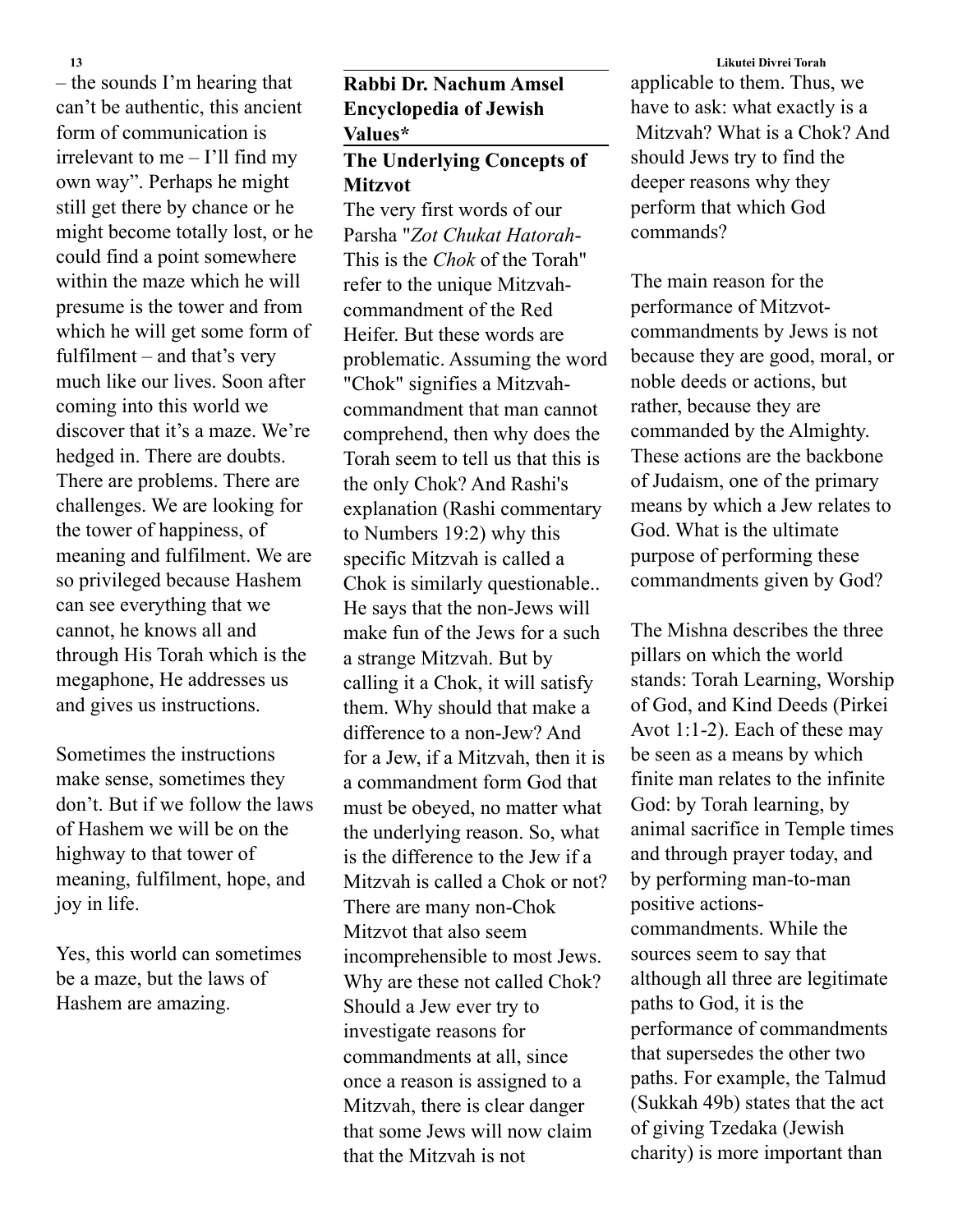– the sounds I'm hearing that can't be authentic, this ancient form of communication is irrelevant to me – I'll find my own way". Perhaps he might still get there by chance or he might become totally lost, or he could find a point somewhere within the maze which he will presume is the tower and from which he will get some form of fulfilment – and that's very much like our lives. Soon after coming into this world we discover that it's a maze. We're hedged in. There are doubts. There are problems. There are challenges. We are looking for the tower of happiness, of meaning and fulfilment. We are so privileged because Hashem can see everything that we cannot, he knows all and through His Torah which is the megaphone, He addresses us and gives us instructions.

Sometimes the instructions make sense, sometimes they don't. But if we follow the laws of Hashem we will be on the highway to that tower of meaning, fulfilment, hope, and joy in life.

Yes, this world can sometimes be a maze, but the laws of Hashem are amazing.

## Rabbi Dr. Nachum Amsel Encyclopedia of Jewish Values*

### The Underlying Concepts of Mitzvot

The very first words of our Parsha "*Zot Chukat Hatorah*- This is the *Chok* of the Torah" refer to the unique Mitzvah-commandment of the Red Heifer. But these words are problematic. Assuming the word "Chok" signifies a Mitzvah-commandment that man cannot comprehend, then why does the Torah seem to tell us that this is the only Chok? And Rashi's explanation (Rashi commentary to Numbers 19:2) why this specific Mitzvah is called a Chok is similarly questionable.. He says that the non-Jews will make fun of the Jews for a such a strange Mitzvah. But by calling it a Chok, it will satisfy them. Why should that make a difference to a non-Jew? And for a Jew, if a Mitzvah, then it is a commandment form God that must be obeyed, no matter what the underlying reason. So, what is the difference to the Jew if a Mitzvah is called a Chok or not? There are many non-Chok Mitzvot that also seem incomprehensible to most Jews. Why are these not called Chok? Should a Jew ever try to investigate reasons for commandments at all, since once a reason is assigned to a Mitzvah, there is clear danger that some Jews will now claim that the Mitzvah is not applicable to them. Thus, we have to ask: what exactly is a Mitzvah? What is a Chok? And should Jews try to find the deeper reasons why they perform that which God commands?

The main reason for the performance of Mitzvot-commandments by Jews is not because they are good, moral, or noble deeds or actions, but rather, because they are commanded by the Almighty. These actions are the backbone of Judaism, one of the primary means by which a Jew relates to God. What is the ultimate purpose of performing these commandments given by God?

The Mishna describes the three pillars on which the world stands: Torah Learning, Worship of God, and Kind Deeds (Pirkei Avot 1:1-2). Each of these may be seen as a means by which finite man relates to the infinite God: by Torah learning, by animal sacrifice in Temple times and through prayer today, and by performing man-to-man positive actions-commandments. While the sources seem to say that although all three are legitimate paths to God, it is the performance of commandments that supersedes the other two paths. For example, the Talmud (Sukkah 49b) states that the act of giving Tzedaka (Jewish charity) is more important than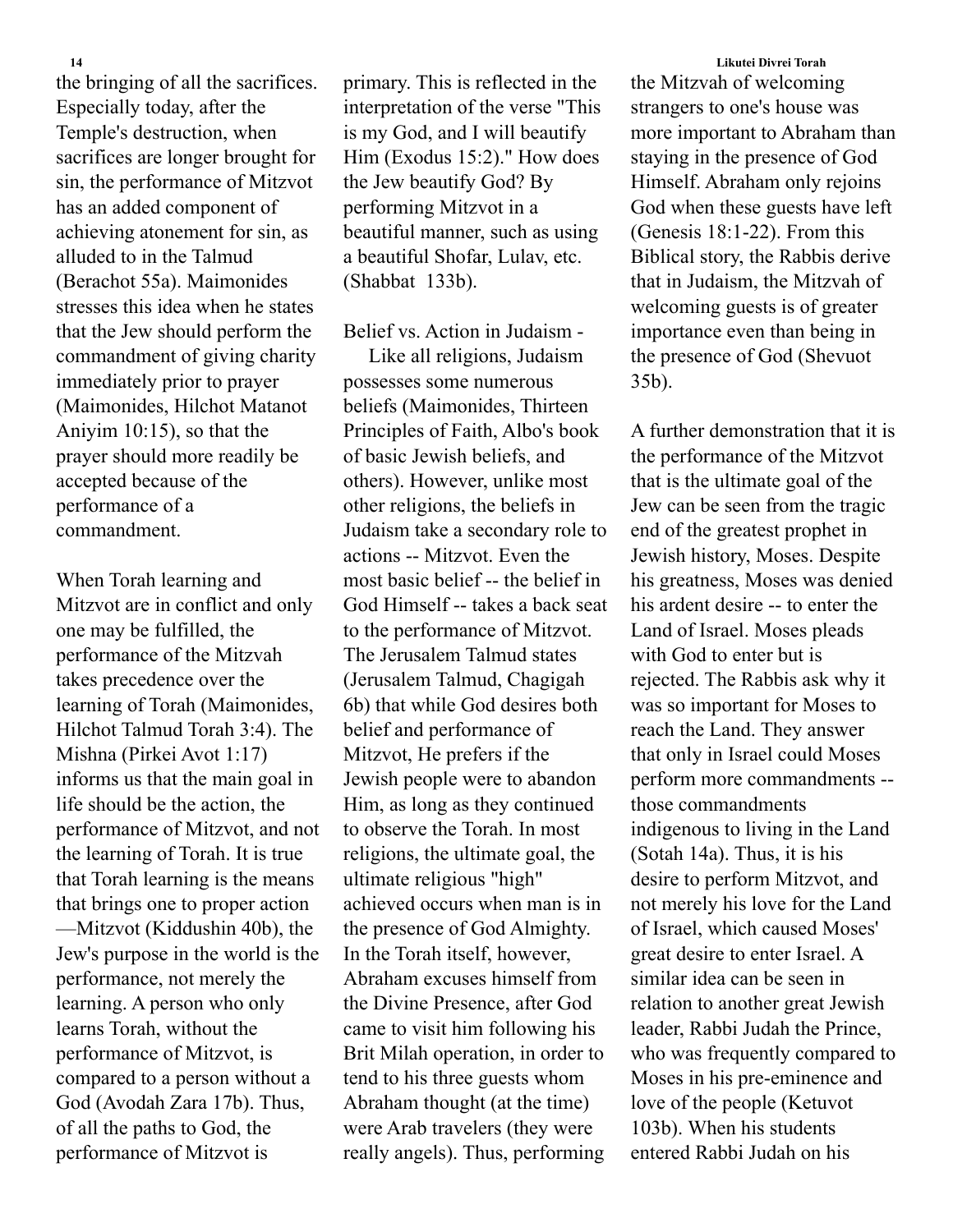the bringing of all the sacrifices. Especially today, after the Temple's destruction, when sacrifices are longer brought for sin, the performance of Mitzvot has an added component of achieving atonement for sin, as alluded to in the Talmud (Berachot 55a). Maimonides stresses this idea when he states that the Jew should perform the commandment of giving charity immediately prior to prayer (Maimonides, Hilchot Matanot Aniyim 10:15), so that the prayer should more readily be accepted because of the performance of a commandment.

When Torah learning and Mitzvot are in conflict and only one may be fulfilled, the performance of the Mitzvah takes precedence over the learning of Torah (Maimonides, Hilchot Talmud Torah 3:4). The Mishna (Pirkei Avot 1:17) informs us that the main goal in life should be the action, the performance of Mitzvot, and not the learning of Torah. It is true that Torah learning is the means that brings one to proper action —Mitzvot (Kiddushin 40b), the Jew's purpose in the world is the performance, not merely the learning. A person who only learns Torah, without the performance of Mitzvot, is compared to a person without a God (Avodah Zara 17b). Thus, of all the paths to God, the performance of Mitzvot is primary. This is reflected in the interpretation of the verse "This is my God, and I will beautify Him (Exodus 15:2)." How does the Jew beautify God? By performing Mitzvot in a beautiful manner, such as using a beautiful Shofar, Lulav, etc. (Shabbat 133b).

Belief vs. Action in Judaism -

Like all religions, Judaism possesses some numerous beliefs (Maimonides, Thirteen Principles of Faith, Albo's book of basic Jewish beliefs, and others). However, unlike most other religions, the beliefs in Judaism take a secondary role to actions -- Mitzvot. Even the most basic belief -- the belief in God Himself -- takes a back seat to the performance of Mitzvot. The Jerusalem Talmud states (Jerusalem Talmud, Chagigah 6b) that while God desires both belief and performance of Mitzvot, He prefers if the Jewish people were to abandon Him, as long as they continued to observe the Torah. In most religions, the ultimate goal, the ultimate religious "high" achieved occurs when man is in the presence of God Almighty. In the Torah itself, however, Abraham excuses himself from the Divine Presence, after God came to visit him following his Brit Milah operation, in order to tend to his three guests whom Abraham thought (at the time) were Arab travelers (they were really angels). Thus, performing the Mitzvah of welcoming strangers to one's house was more important to Abraham than staying in the presence of God Himself. Abraham only rejoins God when these guests have left (Genesis 18:1-22). From this Biblical story, the Rabbis derive that in Judaism, the Mitzvah of welcoming guests is of greater importance even than being in the presence of God (Shevuot 35b).

A further demonstration that it is the performance of the Mitzvot that is the ultimate goal of the Jew can be seen from the tragic end of the greatest prophet in Jewish history, Moses. Despite his greatness, Moses was denied his ardent desire -- to enter the Land of Israel. Moses pleads with God to enter but is rejected. The Rabbis ask why it was so important for Moses to reach the Land. They answer that only in Israel could Moses perform more commandments -- those commandments indigenous to living in the Land (Sotah 14a). Thus, it is his desire to perform Mitzvot, and not merely his love for the Land of Israel, which caused Moses' great desire to enter Israel. A similar idea can be seen in relation to another great Jewish leader, Rabbi Judah the Prince, who was frequently compared to Moses in his pre-eminence and love of the people (Ketuvot 103b). When his students entered Rabbi Judah on his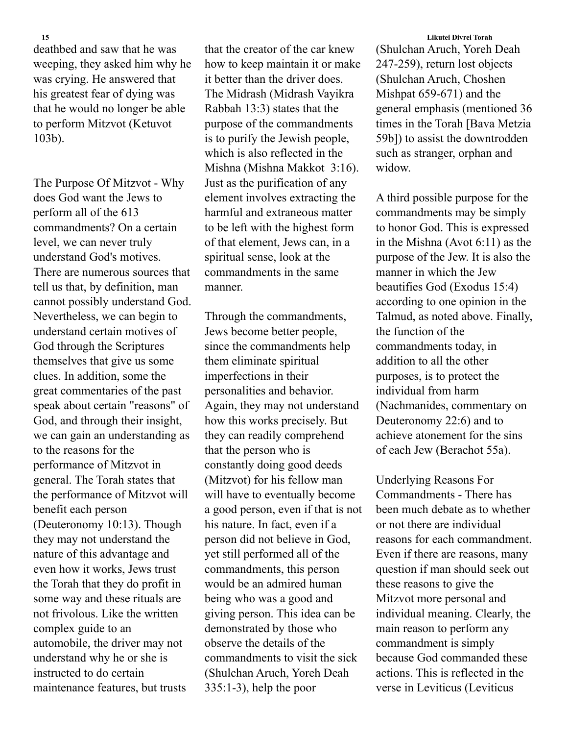deathbed and saw that he was weeping, they asked him why he was crying. He answered that his greatest fear of dying was that he would no longer be able to perform Mitzvot (Ketuvot 103b).

The Purpose Of Mitzvot - Why does God want the Jews to perform all of the 613 commandments? On a certain level, we can never truly understand God's motives. There are numerous sources that tell us that, by definition, man cannot possibly understand God. Nevertheless, we can begin to understand certain motives of God through the Scriptures themselves that give us some clues. In addition, some the great commentaries of the past speak about certain "reasons" of God, and through their insight, we can gain an understanding as to the reasons for the performance of Mitzvot in general. The Torah states that the performance of Mitzvot will benefit each person (Deuteronomy 10:13). Though they may not understand the nature of this advantage and even how it works, Jews trust the Torah that they do profit in some way and these rituals are not frivolous. Like the written complex guide to an automobile, the driver may not understand why he or she is instructed to do certain maintenance features, but trusts that the creator of the car knew how to keep maintain it or make it better than the driver does. The Midrash (Midrash Vayikra Rabbah 13:3) states that the purpose of the commandments is to purify the Jewish people, which is also reflected in the Mishna (Mishna Makkot 3:16). Just as the purification of any element involves extracting the harmful and extraneous matter to be left with the highest form of that element, Jews can, in a spiritual sense, look at the commandments in the same manner.

Through the commandments, Jews become better people, since the commandments help them eliminate spiritual imperfections in their personalities and behavior. Again, they may not understand how this works precisely. But they can readily comprehend that the person who is constantly doing good deeds (Mitzvot) for his fellow man will have to eventually become a good person, even if that is not his nature. In fact, even if a person did not believe in God, yet still performed all of the commandments, this person would be an admired human being who was a good and giving person. This idea can be demonstrated by those who observe the details of the commandments to visit the sick (Shulchan Aruch, Yoreh Deah 335:1-3), help the poor (Shulchan Aruch, Yoreh Deah 247-259), return lost objects (Shulchan Aruch, Choshen Mishpat 659-671) and the general emphasis (mentioned 36 times in the Torah [Bava Metzia 59b]) to assist the downtrodden such as stranger, orphan and widow.

A third possible purpose for the commandments may be simply to honor God. This is expressed in the Mishna (Avot 6:11) as the purpose of the Jew. It is also the manner in which the Jew beautifies God (Exodus 15:4) according to one opinion in the Talmud, as noted above. Finally, the function of the commandments today, in addition to all the other purposes, is to protect the individual from harm (Nachmanides, commentary on Deuteronomy 22:6) and to achieve atonement for the sins of each Jew (Berachot 55a).

Underlying Reasons For Commandments - There has been much debate as to whether or not there are individual reasons for each commandment. Even if there are reasons, many question if man should seek out these reasons to give the Mitzvot more personal and individual meaning. Clearly, the main reason to perform any commandment is simply because God commanded these actions. This is reflected in the verse in Leviticus (Leviticus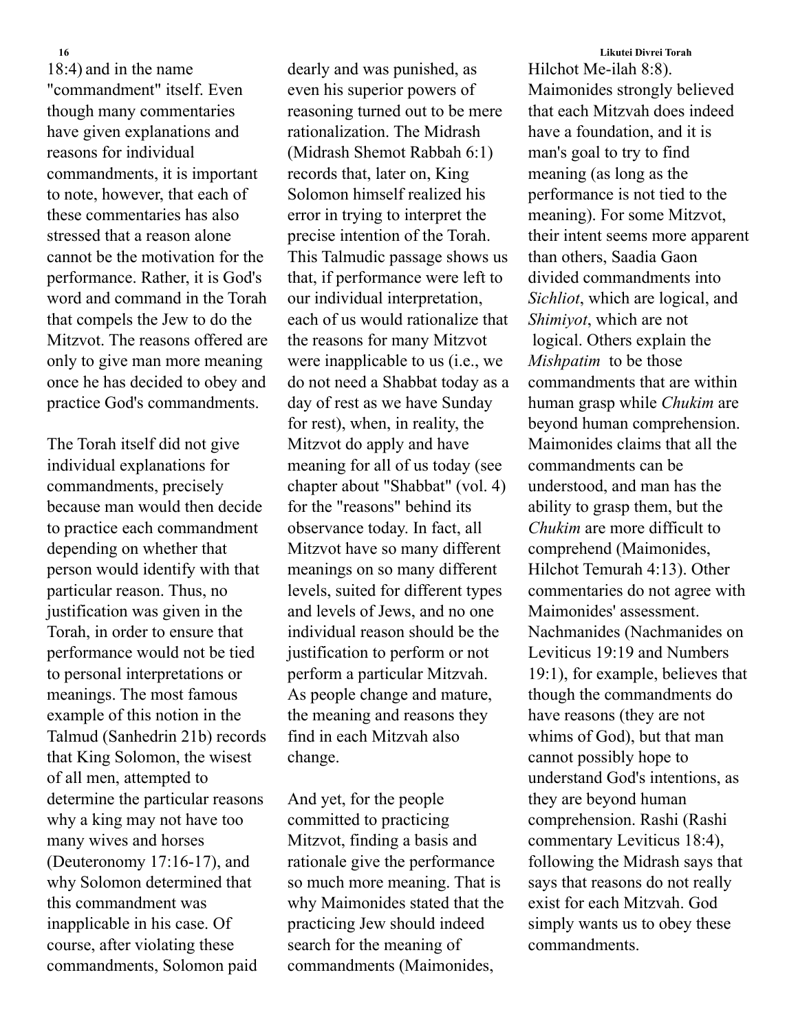18:4) and in the name "commandment" itself. Even though many commentaries have given explanations and reasons for individual commandments, it is important to note, however, that each of these commentaries has also stressed that a reason alone cannot be the motivation for the performance. Rather, it is God's word and command in the Torah that compels the Jew to do the Mitzvot. The reasons offered are only to give man more meaning once he has decided to obey and practice God's commandments.

The Torah itself did not give individual explanations for commandments, precisely because man would then decide to practice each commandment depending on whether that person would identify with that particular reason. Thus, no justification was given in the Torah, in order to ensure that performance would not be tied to personal interpretations or meanings. The most famous example of this notion in the Talmud (Sanhedrin 21b) records that King Solomon, the wisest of all men, attempted to determine the particular reasons why a king may not have too many wives and horses (Deuteronomy 17:16-17), and why Solomon determined that this commandment was inapplicable in his case. Of course, after violating these commandments, Solomon paid dearly and was punished, as even his superior powers of reasoning turned out to be mere rationalization. The Midrash (Midrash Shemot Rabbah 6:1) records that, later on, King Solomon himself realized his error in trying to interpret the precise intention of the Torah. This Talmudic passage shows us that, if performance were left to our individual interpretation, each of us would rationalize that the reasons for many Mitzvot were inapplicable to us (i.e., we do not need a Shabbat today as a day of rest as we have Sunday for rest), when, in reality, the Mitzvot do apply and have meaning for all of us today (see chapter about "Shabbat" (vol. 4) for the "reasons" behind its observance today. In fact, all Mitzvot have so many different meanings on so many different levels, suited for different types and levels of Jews, and no one individual reason should be the justification to perform or not perform a particular Mitzvah. As people change and mature, the meaning and reasons they find in each Mitzvah also change.

And yet, for the people committed to practicing Mitzvot, finding a basis and rationale give the performance so much more meaning. That is why Maimonides stated that the practicing Jew should indeed search for the meaning of commandments (Maimonides, Hilchot Me-ilah 8:8). Maimonides strongly believed that each Mitzvah does indeed have a foundation, and it is man's goal to try to find meaning (as long as the performance is not tied to the meaning). For some Mitzvot, their intent seems more apparent than others, Saadia Gaon divided commandments into *Sichliot*, which are logical, and *Shimiyot*, which are not logical. Others explain the *Mishpatim* to be those commandments that are within human grasp while *Chukim* are beyond human comprehension. Maimonides claims that all the commandments can be understood, and man has the ability to grasp them, but the *Chukim* are more difficult to comprehend (Maimonides, Hilchot Temurah 4:13). Other commentaries do not agree with Maimonides' assessment. Nachmanides (Nachmanides on Leviticus 19:19 and Numbers 19:1), for example, believes that though the commandments do have reasons (they are not whims of God), but that man cannot possibly hope to understand God's intentions, as they are beyond human comprehension. Rashi (Rashi commentary Leviticus 18:4), following the Midrash says that says that reasons do not really exist for each Mitzvah. God simply wants us to obey these commandments.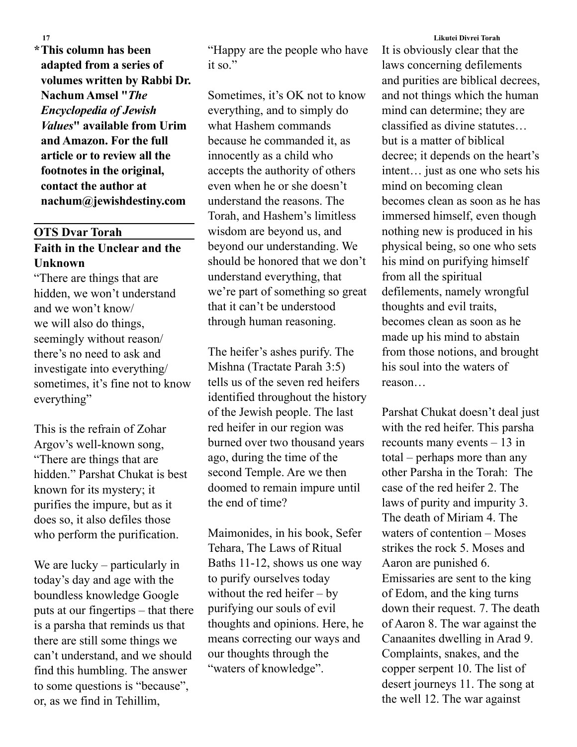**\* This column has been adapted from a series of volumes written by Rabbi Dr. Nachum Amsel "*The Encyclopedia of Jewish Values*" available from Urim and Amazon. For the full article or to review all the footnotes in the original, contact the author at nachum@jewishdestiny.com**

## OTS Dvar Torah

### Faith in the Unclear and the Unknown

"There are things that are hidden, we won't understand and we won't know/
we will also do things, seemingly without reason/
there's no need to ask and investigate into everything/
sometimes, it's fine not to know everything"

This is the refrain of Zohar Argov's well-known song, "There are things that are hidden." Parshat Chukat is best known for its mystery; it purifies the impure, but as it does so, it also defiles those who perform the purification.

We are lucky – particularly in today's day and age with the boundless knowledge Google puts at our fingertips – that there is a parsha that reminds us that there are still some things we can't understand, and we should find this humbling. The answer to some questions is "because", or, as we find in Tehillim, "Happy are the people who have it so."

Sometimes, it's OK not to know everything, and to simply do what Hashem commands because he commanded it, as innocently as a child who accepts the authority of others even when he or she doesn't understand the reasons. The Torah, and Hashem's limitless wisdom are beyond us, and beyond our understanding. We should be honored that we don't understand everything, that we're part of something so great that it can't be understood through human reasoning.

The heifer's ashes purify. The Mishna (Tractate Parah 3:5) tells us of the seven red heifers identified throughout the history of the Jewish people. The last red heifer in our region was burned over two thousand years ago, during the time of the second Temple. Are we then doomed to remain impure until the end of time?

Maimonides, in his book, Sefer Tehara, The Laws of Ritual Baths 11-12, shows us one way to purify ourselves today without the red heifer – by purifying our souls of evil thoughts and opinions. Here, he means correcting our ways and our thoughts through the "waters of knowledge".

It is obviously clear that the laws concerning defilements and purities are biblical decrees, and not things which the human mind can determine; they are classified as divine statutes… but is a matter of biblical decree; it depends on the heart's intent… just as one who sets his mind on becoming clean becomes clean as soon as he has immersed himself, even though nothing new is produced in his physical being, so one who sets his mind on purifying himself from all the spiritual defilements, namely wrongful thoughts and evil traits, becomes clean as soon as he made up his mind to abstain from those notions, and brought his soul into the waters of reason…

Parshat Chukat doesn't deal just with the red heifer. This parsha recounts many events – 13 in total – perhaps more than any other Parsha in the Torah: The case of the red heifer 2. The laws of purity and impurity 3. The death of Miriam 4. The waters of contention – Moses strikes the rock 5. Moses and Aaron are punished 6. Emissaries are sent to the king of Edom, and the king turns down their request. 7. The death of Aaron 8. The war against the Canaanites dwelling in Arad 9. Complaints, snakes, and the copper serpent 10. The list of desert journeys 11. The song at the well 12. The war against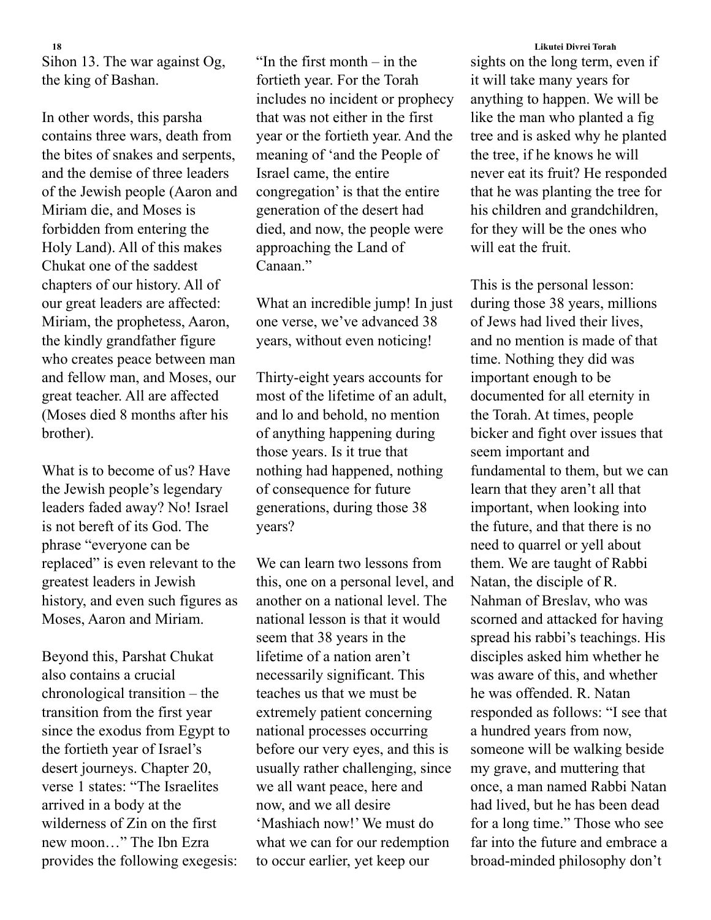Sihon 13. The war against Og, the king of Bashan.

In other words, this parsha contains three wars, death from the bites of snakes and serpents, and the demise of three leaders of the Jewish people (Aaron and Miriam die, and Moses is forbidden from entering the Holy Land). All of this makes Chukat one of the saddest chapters of our history. All of our great leaders are affected: Miriam, the prophetess, Aaron, the kindly grandfather figure who creates peace between man and fellow man, and Moses, our great teacher. All are affected (Moses died 8 months after his brother).

What is to become of us? Have the Jewish people's legendary leaders faded away? No! Israel is not bereft of its God. The phrase "everyone can be replaced" is even relevant to the greatest leaders in Jewish history, and even such figures as Moses, Aaron and Miriam.

Beyond this, Parshat Chukat also contains a crucial chronological transition – the transition from the first year since the exodus from Egypt to the fortieth year of Israel's desert journeys. Chapter 20, verse 1 states: "The Israelites arrived in a body at the wilderness of Zin on the first new moon…" The Ibn Ezra provides the following exegesis: "In the first month – in the fortieth year. For the Torah includes no incident or prophecy that was not either in the first year or the fortieth year. And the meaning of 'and the People of Israel came, the entire congregation' is that the entire generation of the desert had died, and now, the people were approaching the Land of Canaan."

What an incredible jump! In just one verse, we've advanced 38 years, without even noticing!

Thirty-eight years accounts for most of the lifetime of an adult, and lo and behold, no mention of anything happening during those years. Is it true that nothing had happened, nothing of consequence for future generations, during those 38 years?

We can learn two lessons from this, one on a personal level, and another on a national level. The national lesson is that it would seem that 38 years in the lifetime of a nation aren't necessarily significant. This teaches us that we must be extremely patient concerning national processes occurring before our very eyes, and this is usually rather challenging, since we all want peace, here and now, and we all desire 'Mashiach now!' We must do what we can for our redemption to occur earlier, yet keep our sights on the long term, even if it will take many years for anything to happen. We will be like the man who planted a fig tree and is asked why he planted the tree, if he knows he will never eat its fruit? He responded that he was planting the tree for his children and grandchildren, for they will be the ones who will eat the fruit.

This is the personal lesson: during those 38 years, millions of Jews had lived their lives, and no mention is made of that time. Nothing they did was important enough to be documented for all eternity in the Torah. At times, people bicker and fight over issues that seem important and fundamental to them, but we can learn that they aren't all that important, when looking into the future, and that there is no need to quarrel or yell about them. We are taught of Rabbi Natan, the disciple of R. Nahman of Breslav, who was scorned and attacked for having spread his rabbi's teachings. His disciples asked him whether he was aware of this, and whether he was offended. R. Natan responded as follows: "I see that a hundred years from now, someone will be walking beside my grave, and muttering that once, a man named Rabbi Natan had lived, but he has been dead for a long time." Those who see far into the future and embrace a broad-minded philosophy don't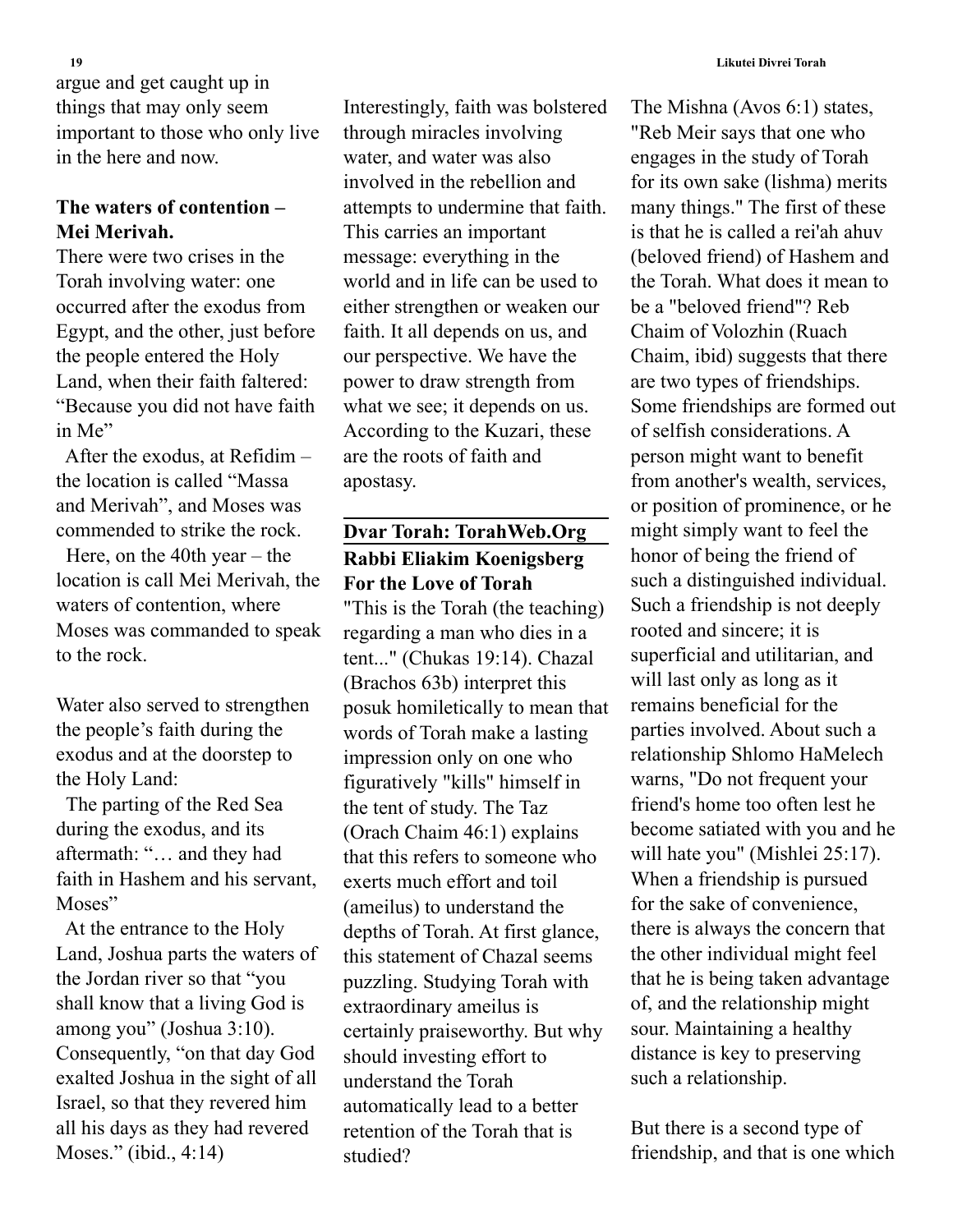argue and get caught up in things that may only seem important to those who only live in the here and now.

**The waters of contention – Mei Merivah.**

There were two crises in the Torah involving water: one occurred after the exodus from Egypt, and the other, just before the people entered the Holy Land, when their faith faltered: “Because you did not have faith in Me”

After the exodus, at Refidim – the location is called “Massa and Merivah”, and Moses was commended to strike the rock.

Here, on the 40th year – the location is call Mei Merivah, the waters of contention, where Moses was commanded to speak to the rock.

Water also served to strengthen the people’s faith during the exodus and at the doorstep to the Holy Land:

The parting of the Red Sea during the exodus, and its aftermath: “… and they had faith in Hashem and his servant, Moses”

At the entrance to the Holy Land, Joshua parts the waters of the Jordan river so that “you shall know that a living God is among you” (Joshua 3:10). Consequently, “on that day God exalted Joshua in the sight of all Israel, so that they revered him all his days as they had revered Moses.” (ibid., 4:14)

Interestingly, faith was bolstered through miracles involving water, and water was also involved in the rebellion and attempts to undermine that faith. This carries an important message: everything in the world and in life can be used to either strengthen or weaken our faith. It all depends on us, and our perspective. We have the power to draw strength from what we see; it depends on us. According to the Kuzari, these are the roots of faith and apostasy.

## Dvar Torah: TorahWeb.Org

**Rabbi Eliakim Koenigsberg**
**For the Love of Torah**

"This is the Torah (the teaching) regarding a man who dies in a tent..." (Chukas 19:14). Chazal (Brachos 63b) interpret this posuk homiletically to mean that words of Torah make a lasting impression only on one who figuratively "kills" himself in the tent of study. The Taz (Orach Chaim 46:1) explains that this refers to someone who exerts much effort and toil (ameilus) to understand the depths of Torah. At first glance, this statement of Chazal seems puzzling. Studying Torah with extraordinary ameilus is certainly praiseworthy. But why should investing effort to understand the Torah automatically lead to a better retention of the Torah that is studied?

The Mishna (Avos 6:1) states, "Reb Meir says that one who engages in the study of Torah for its own sake (lishma) merits many things." The first of these is that he is called a rei'ah ahuv (beloved friend) of Hashem and the Torah. What does it mean to be a "beloved friend"? Reb Chaim of Volozhin (Ruach Chaim, ibid) suggests that there are two types of friendships. Some friendships are formed out of selfish considerations. A person might want to benefit from another's wealth, services, or position of prominence, or he might simply want to feel the honor of being the friend of such a distinguished individual. Such a friendship is not deeply rooted and sincere; it is superficial and utilitarian, and will last only as long as it remains beneficial for the parties involved. About such a relationship Shlomo HaMelech warns, "Do not frequent your friend's home too often lest he become satiated with you and he will hate you" (Mishlei 25:17). When a friendship is pursued for the sake of convenience, there is always the concern that the other individual might feel that he is being taken advantage of, and the relationship might sour. Maintaining a healthy distance is key to preserving such a relationship.

But there is a second type of friendship, and that is one which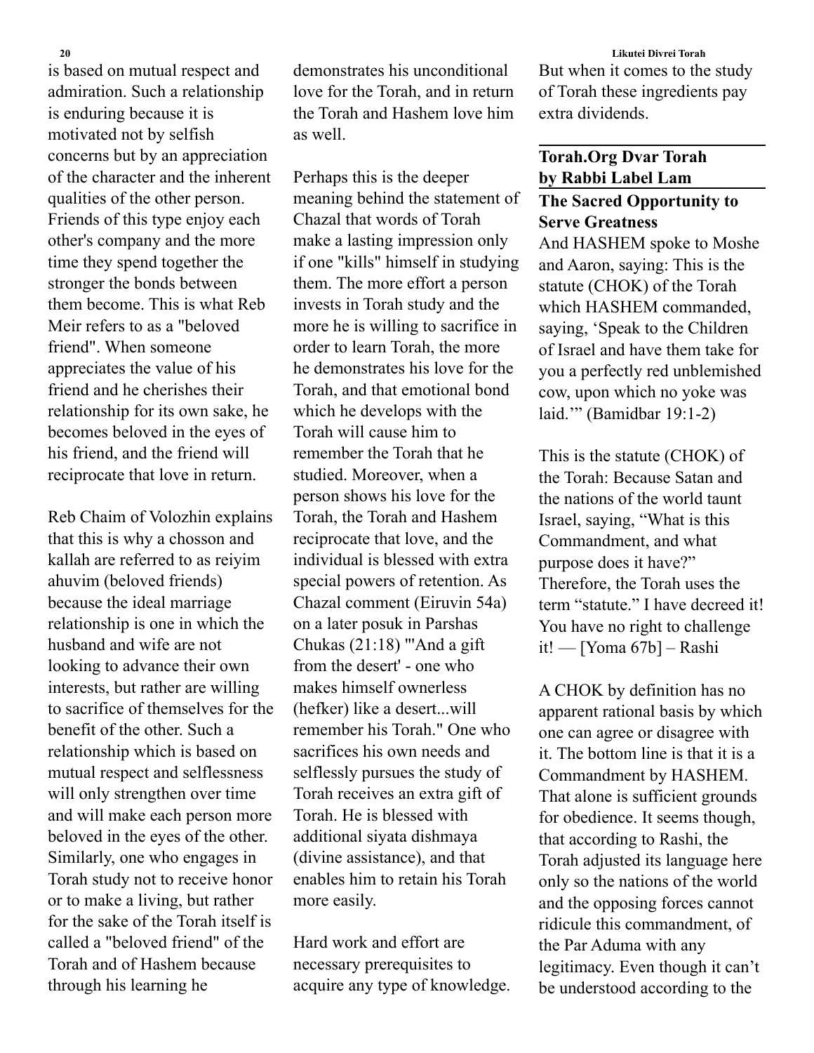is based on mutual respect and admiration. Such a relationship is enduring because it is motivated not by selfish concerns but by an appreciation of the character and the inherent qualities of the other person. Friends of this type enjoy each other's company and the more time they spend together the stronger the bonds between them become. This is what Reb Meir refers to as a "beloved friend". When someone appreciates the value of his friend and he cherishes their relationship for its own sake, he becomes beloved in the eyes of his friend, and the friend will reciprocate that love in return.

Reb Chaim of Volozhin explains that this is why a chosson and kallah are referred to as reiyim ahuvim (beloved friends) because the ideal marriage relationship is one in which the husband and wife are not looking to advance their own interests, but rather are willing to sacrifice of themselves for the benefit of the other. Such a relationship which is based on mutual respect and selflessness will only strengthen over time and will make each person more beloved in the eyes of the other. Similarly, one who engages in Torah study not to receive honor or to make a living, but rather for the sake of the Torah itself is called a "beloved friend" of the Torah and of Hashem because through his learning he demonstrates his unconditional love for the Torah, and in return the Torah and Hashem love him as well.

Perhaps this is the deeper meaning behind the statement of Chazal that words of Torah make a lasting impression only if one "kills" himself in studying them. The more effort a person invests in Torah study and the more he is willing to sacrifice in order to learn Torah, the more he demonstrates his love for the Torah, and that emotional bond which he develops with the Torah will cause him to remember the Torah that he studied. Moreover, when a person shows his love for the Torah, the Torah and Hashem reciprocate that love, and the individual is blessed with extra special powers of retention. As Chazal comment (Eiruvin 54a) on a later posuk in Parshas Chukas (21:18) "'And a gift from the desert' - one who makes himself ownerless (hefker) like a desert...will remember his Torah." One who sacrifices his own needs and selflessly pursues the study of Torah receives an extra gift of Torah. He is blessed with additional siyata dishmaya (divine assistance), and that enables him to retain his Torah more easily.

Hard work and effort are necessary prerequisites to acquire any type of knowledge. But when it comes to the study of Torah these ingredients pay extra dividends.

## Torah.Org Dvar Torah by Rabbi Label Lam

### The Sacred Opportunity to Serve Greatness

And HASHEM spoke to Moshe and Aaron, saying: This is the statute (CHOK) of the Torah which HASHEM commanded, saying, 'Speak to the Children of Israel and have them take for you a perfectly red unblemished cow, upon which no yoke was laid.'" (Bamidbar 19:1-2)

This is the statute (CHOK) of the Torah: Because Satan and the nations of the world taunt Israel, saying, "What is this Commandment, and what purpose does it have?" Therefore, the Torah uses the term "statute." I have decreed it! You have no right to challenge it! — [Yoma 67b] – Rashi

A CHOK by definition has no apparent rational basis by which one can agree or disagree with it. The bottom line is that it is a Commandment by HASHEM. That alone is sufficient grounds for obedience. It seems though, that according to Rashi, the Torah adjusted its language here only so the nations of the world and the opposing forces cannot ridicule this commandment, of the Par Aduma with any legitimacy. Even though it can't be understood according to the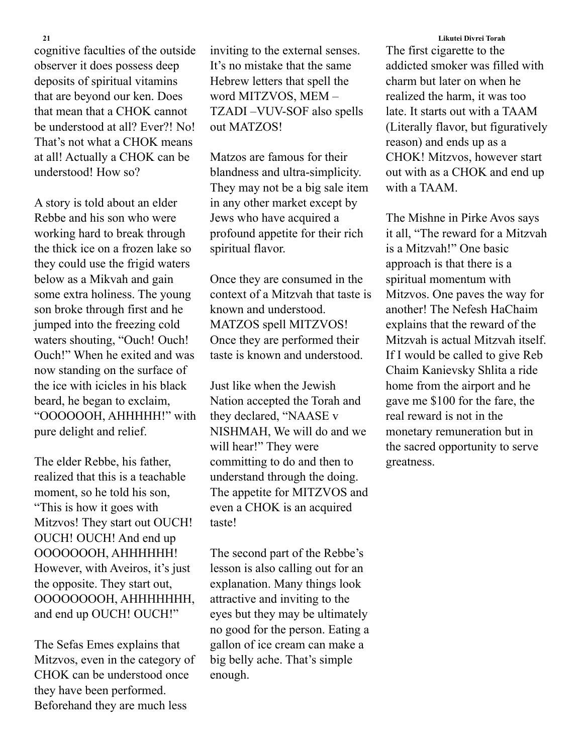cognitive faculties of the outside observer it does possess deep deposits of spiritual vitamins that are beyond our ken. Does that mean that a CHOK cannot be understood at all? Ever?! No! That's not what a CHOK means at all! Actually a CHOK can be understood! How so?

A story is told about an elder Rebbe and his son who were working hard to break through the thick ice on a frozen lake so they could use the frigid waters below as a Mikvah and gain some extra holiness. The young son broke through first and he jumped into the freezing cold waters shouting, "Ouch! Ouch! Ouch!" When he exited and was now standing on the surface of the ice with icicles in his black beard, he began to exclaim, "OOOOOOH, AHHHHH!" with pure delight and relief.

The elder Rebbe, his father, realized that this is a teachable moment, so he told his son, "This is how it goes with Mitzvos! They start out OUCH! OUCH! OUCH! And end up OOOOOOOH, AHHHHHH! However, with Aveiros, it's just the opposite. They start out, OOOOOOOOH, AHHHHHHH, and end up OUCH! OUCH!"

The Sefas Emes explains that Mitzvos, even in the category of CHOK can be understood once they have been performed. Beforehand they are much less inviting to the external senses. It's no mistake that the same Hebrew letters that spell the word MITZVOS, MEM – TZADI –VUV-SOF also spells out MATZOS!

Matzos are famous for their blandness and ultra-simplicity. They may not be a big sale item in any other market except by Jews who have acquired a profound appetite for their rich spiritual flavor.

Once they are consumed in the context of a Mitzvah that taste is known and understood. MATZOS spell MITZVOS! Once they are performed their taste is known and understood.

Just like when the Jewish Nation accepted the Torah and they declared, "NAASE v NISHMAH, We will do and we will hear!" They were committing to do and then to understand through the doing. The appetite for MITZVOS and even a CHOK is an acquired taste!

The second part of the Rebbe's lesson is also calling out for an explanation. Many things look attractive and inviting to the eyes but they may be ultimately no good for the person. Eating a gallon of ice cream can make a big belly ache. That's simple enough.

The first cigarette to the addicted smoker was filled with charm but later on when he realized the harm, it was too late. It starts out with a TAAM (Literally flavor, but figuratively reason) and ends up as a CHOK! Mitzvos, however start out with as a CHOK and end up with a TAAM.

The Mishne in Pirke Avos says it all, "The reward for a Mitzvah is a Mitzvah!" One basic approach is that there is a spiritual momentum with Mitzvos. One paves the way for another! The Nefesh HaChaim explains that the reward of the Mitzvah is actual Mitzvah itself. If I would be called to give Reb Chaim Kanievsky Shlita a ride home from the airport and he gave me $100 for the fare, the real reward is not in the monetary remuneration but in the sacred opportunity to serve greatness.